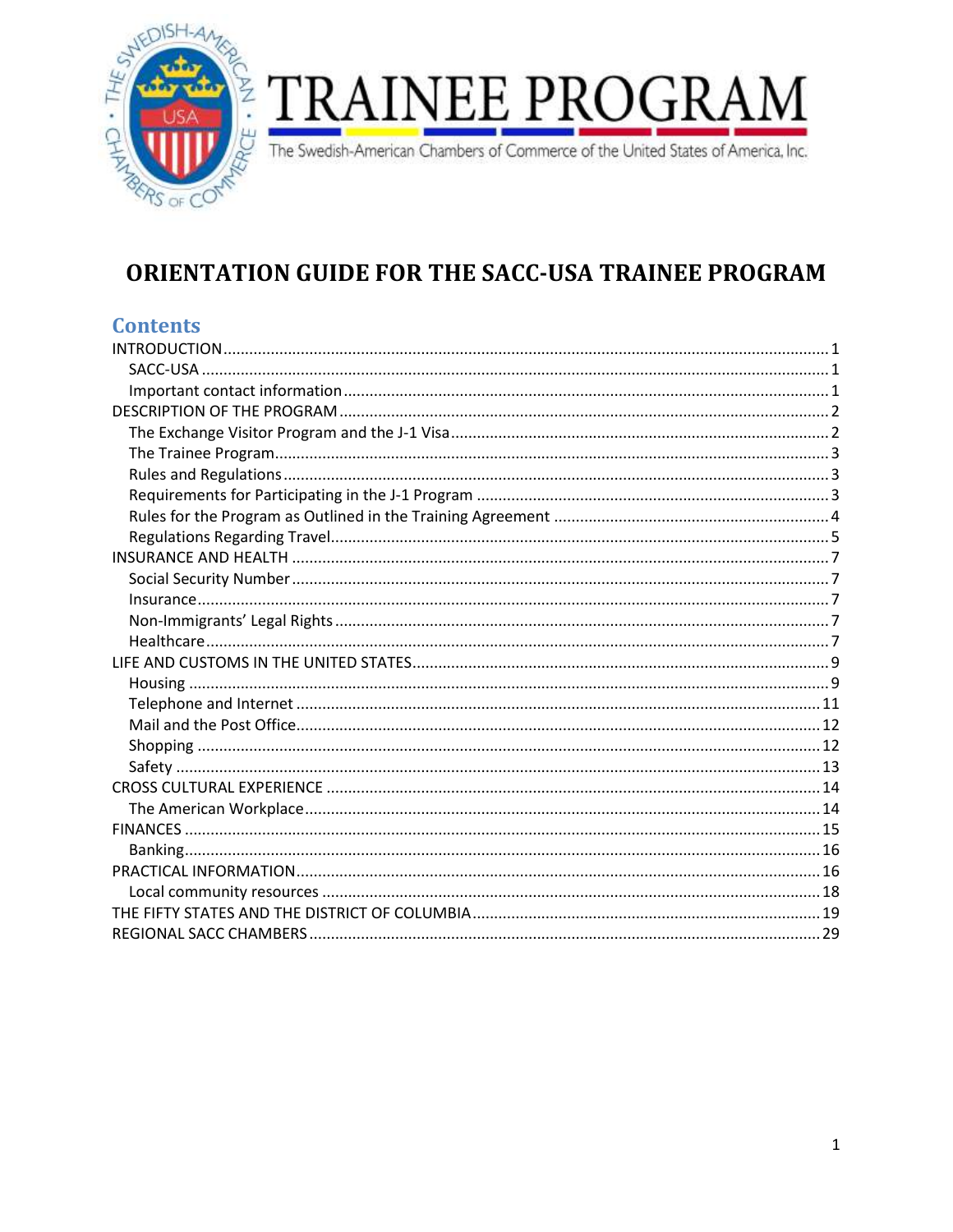# TRAINEE PROGRAM

The Swedish-American Chambers of Commerce of the United States of America, Inc.

## ORIENTATION GUIDE FOR THE SACC-USA TRAINEE PROGRAM

### Contents

- INTRODUCTION .......... 1
  - SACC-USA .......... 1
  - Important contact information .......... 1
- DESCRIPTION OF THE PROGRAM .......... 2
  - The Exchange Visitor Program and the J-1 Visa .......... 2
  - The Trainee Program .......... 3
  - Rules and Regulations .......... 3
  - Requirements for Participating in the J-1 Program .......... 3
  - Rules for the Program as Outlined in the Training Agreement .......... 4
  - Regulations Regarding Travel .......... 5
- INSURANCE AND HEALTH .......... 7
  - Social Security Number .......... 7
  - Insurance .......... 7
  - Non-Immigrants' Legal Rights .......... 7
  - Healthcare .......... 7
- LIFE AND CUSTOMS IN THE UNITED STATES .......... 9
  - Housing .......... 9
  - Telephone and Internet .......... 11
  - Mail and the Post Office .......... 12
  - Shopping .......... 12
  - Safety .......... 13
- CROSS CULTURAL EXPERIENCE .......... 14
  - The American Workplace .......... 14
- FINANCES .......... 15
  - Banking .......... 16
- PRACTICAL INFORMATION .......... 16
  - Local community resources .......... 18
- THE FIFTY STATES AND THE DISTRICT OF COLUMBIA .......... 19
- REGIONAL SACC CHAMBERS .......... 29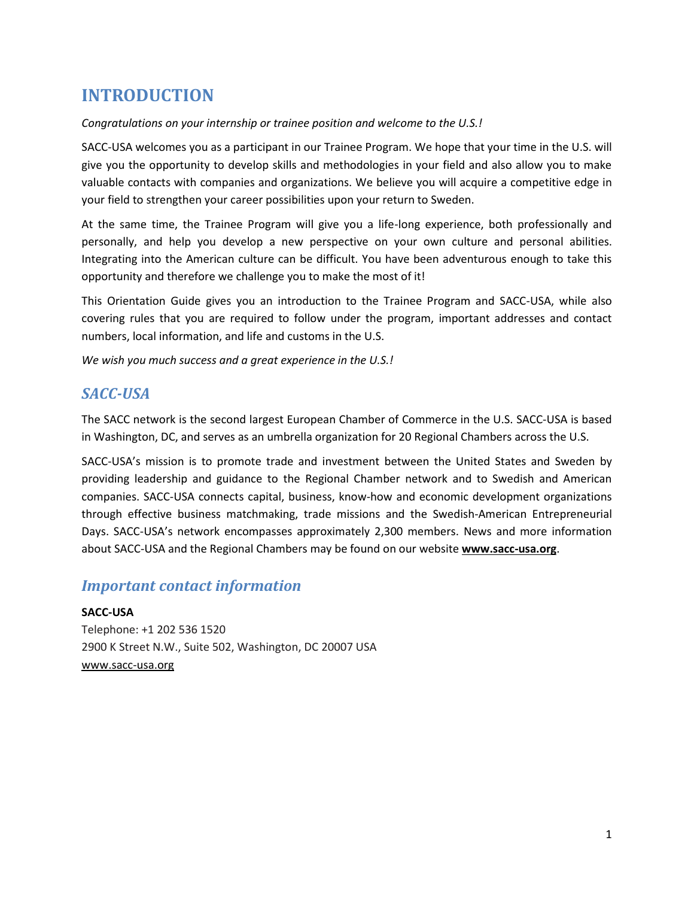# INTRODUCTION

*Congratulations on your internship or trainee position and welcome to the U.S.!*

SACC-USA welcomes you as a participant in our Trainee Program. We hope that your time in the U.S. will give you the opportunity to develop skills and methodologies in your field and also allow you to make valuable contacts with companies and organizations. We believe you will acquire a competitive edge in your field to strengthen your career possibilities upon your return to Sweden.

At the same time, the Trainee Program will give you a life-long experience, both professionally and personally, and help you develop a new perspective on your own culture and personal abilities. Integrating into the American culture can be difficult. You have been adventurous enough to take this opportunity and therefore we challenge you to make the most of it!

This Orientation Guide gives you an introduction to the Trainee Program and SACC-USA, while also covering rules that you are required to follow under the program, important addresses and contact numbers, local information, and life and customs in the U.S.

*We wish you much success and a great experience in the U.S.!*

## *SACC-USA*

The SACC network is the second largest European Chamber of Commerce in the U.S. SACC-USA is based in Washington, DC, and serves as an umbrella organization for 20 Regional Chambers across the U.S.

SACC-USA's mission is to promote trade and investment between the United States and Sweden by providing leadership and guidance to the Regional Chamber network and to Swedish and American companies. SACC-USA connects capital, business, know-how and economic development organizations through effective business matchmaking, trade missions and the Swedish-American Entrepreneurial Days. SACC-USA's network encompasses approximately 2,300 members. News and more information about SACC-USA and the Regional Chambers may be found on our website **www.sacc-usa.org**.

## *Important contact information*

**SACC-USA**
Telephone: +1 202 536 1520
2900 K Street N.W., Suite 502, Washington, DC 20007 USA
www.sacc-usa.org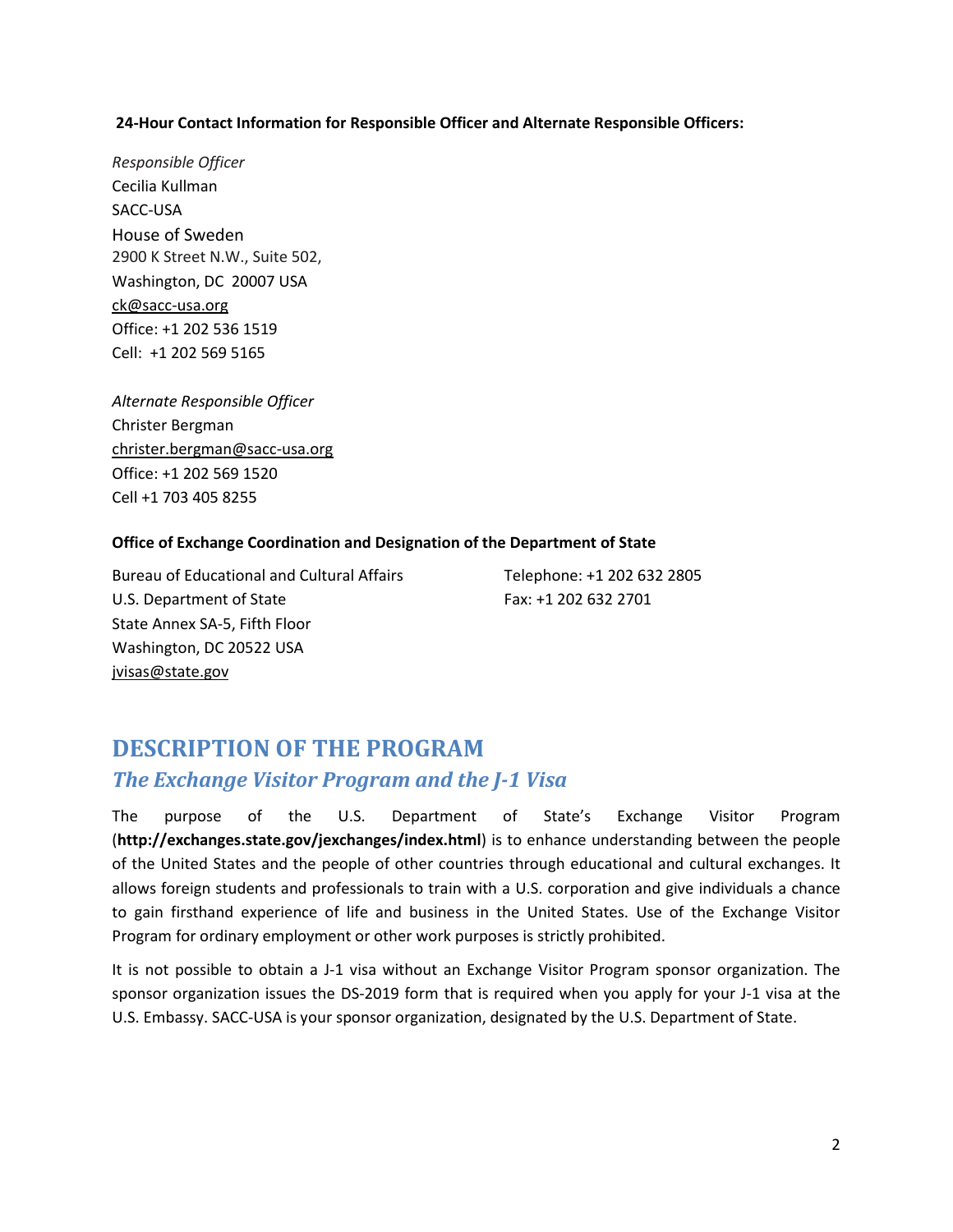**24-Hour Contact Information for Responsible Officer and Alternate Responsible Officers:**

*Responsible Officer*
Cecilia Kullman
SACC-USA
House of Sweden
2900 K Street N.W., Suite 502,
Washington, DC 20007 USA
ck@sacc-usa.org
Office: +1 202 536 1519
Cell: +1 202 569 5165

*Alternate Responsible Officer*
Christer Bergman
christer.bergman@sacc-usa.org
Office: +1 202 569 1520
Cell +1 703 405 8255

**Office of Exchange Coordination and Designation of the Department of State**

Bureau of Educational and Cultural Affairs
U.S. Department of State
State Annex SA-5, Fifth Floor
Washington, DC 20522 USA
jvisas@state.gov

Telephone: +1 202 632 2805
Fax: +1 202 632 2701

# DESCRIPTION OF THE PROGRAM

## *The Exchange Visitor Program and the J-1 Visa*

The purpose of the U.S. Department of State's Exchange Visitor Program (**http://exchanges.state.gov/jexchanges/index.html**) is to enhance understanding between the people of the United States and the people of other countries through educational and cultural exchanges. It allows foreign students and professionals to train with a U.S. corporation and give individuals a chance to gain firsthand experience of life and business in the United States. Use of the Exchange Visitor Program for ordinary employment or other work purposes is strictly prohibited.

It is not possible to obtain a J-1 visa without an Exchange Visitor Program sponsor organization. The sponsor organization issues the DS-2019 form that is required when you apply for your J-1 visa at the U.S. Embassy. SACC-USA is your sponsor organization, designated by the U.S. Department of State.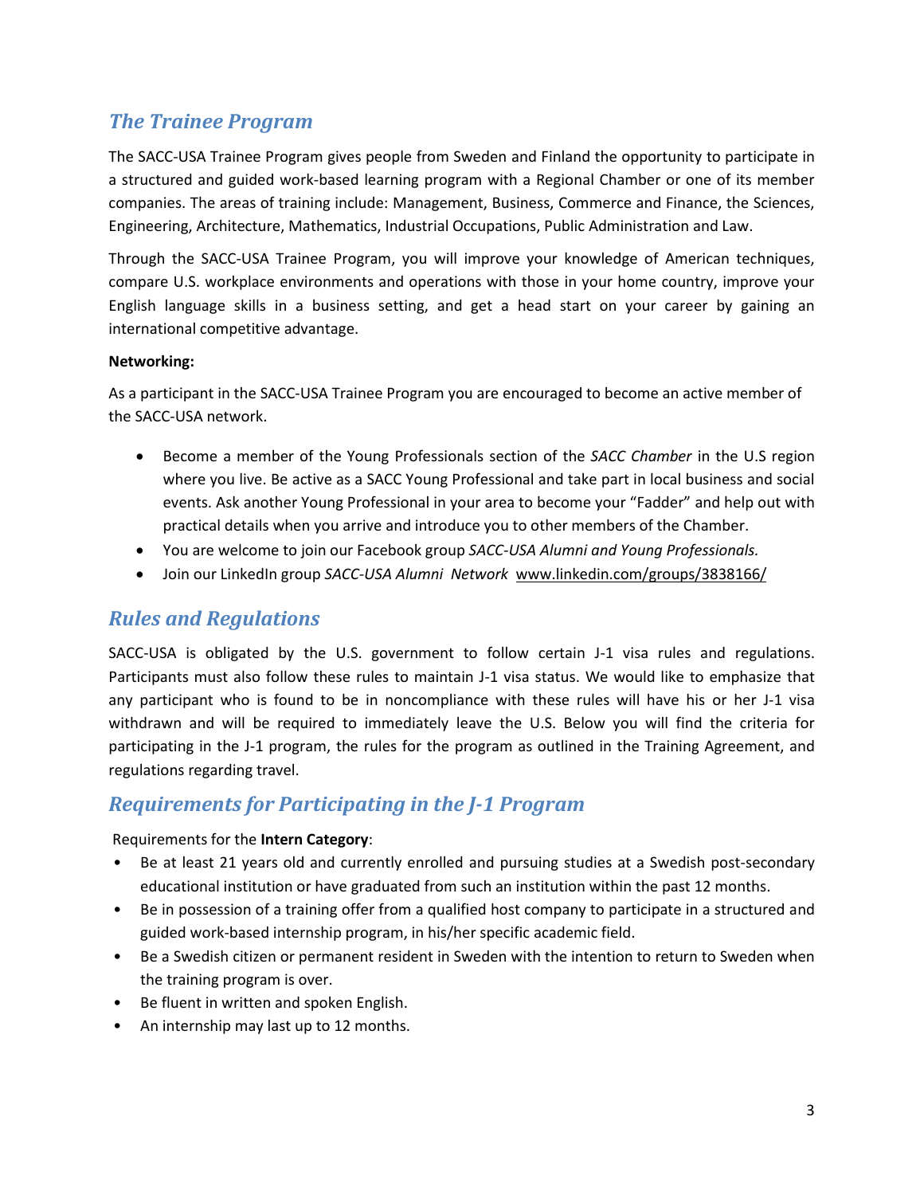## *The Trainee Program*

The SACC-USA Trainee Program gives people from Sweden and Finland the opportunity to participate in a structured and guided work-based learning program with a Regional Chamber or one of its member companies. The areas of training include: Management, Business, Commerce and Finance, the Sciences, Engineering, Architecture, Mathematics, Industrial Occupations, Public Administration and Law.

Through the SACC-USA Trainee Program, you will improve your knowledge of American techniques, compare U.S. workplace environments and operations with those in your home country, improve your English language skills in a business setting, and get a head start on your career by gaining an international competitive advantage.

**Networking:**

As a participant in the SACC-USA Trainee Program you are encouraged to become an active member of the SACC-USA network.

- Become a member of the Young Professionals section of the *SACC Chamber* in the U.S region where you live. Be active as a SACC Young Professional and take part in local business and social events. Ask another Young Professional in your area to become your "Fadder" and help out with practical details when you arrive and introduce you to other members of the Chamber.
- You are welcome to join our Facebook group *SACC-USA Alumni and Young Professionals.*
- Join our LinkedIn group *SACC-USA Alumni Network* www.linkedin.com/groups/3838166/

## *Rules and Regulations*

SACC-USA is obligated by the U.S. government to follow certain J-1 visa rules and regulations. Participants must also follow these rules to maintain J-1 visa status. We would like to emphasize that any participant who is found to be in noncompliance with these rules will have his or her J-1 visa withdrawn and will be required to immediately leave the U.S. Below you will find the criteria for participating in the J-1 program, the rules for the program as outlined in the Training Agreement, and regulations regarding travel.

## *Requirements for Participating in the J-1 Program*

Requirements for the **Intern Category**:

- Be at least 21 years old and currently enrolled and pursuing studies at a Swedish post-secondary educational institution or have graduated from such an institution within the past 12 months.
- Be in possession of a training offer from a qualified host company to participate in a structured and guided work-based internship program, in his/her specific academic field.
- Be a Swedish citizen or permanent resident in Sweden with the intention to return to Sweden when the training program is over.
- Be fluent in written and spoken English.
- An internship may last up to 12 months.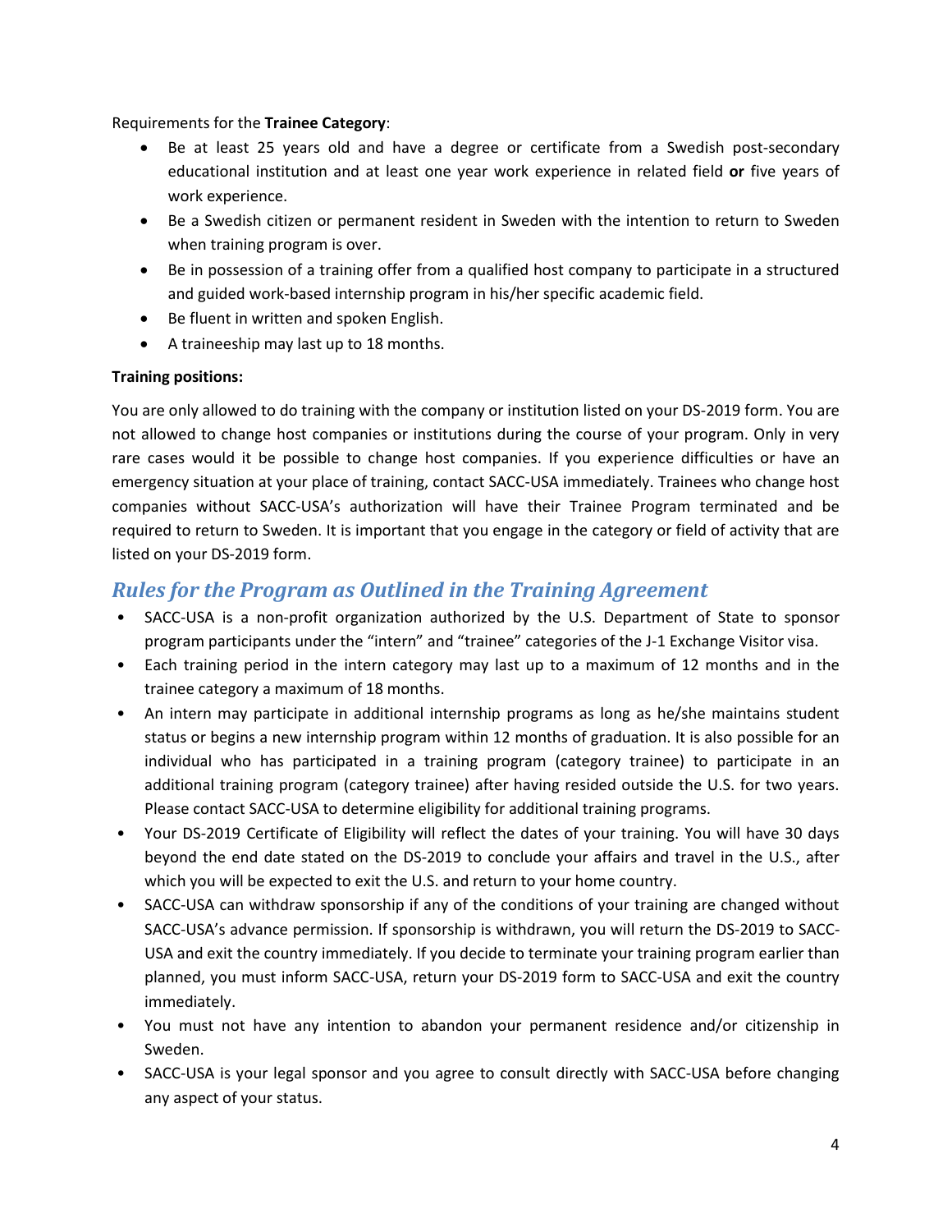Requirements for the **Trainee Category**:

- Be at least 25 years old and have a degree or certificate from a Swedish post-secondary educational institution and at least one year work experience in related field **or** five years of work experience.
- Be a Swedish citizen or permanent resident in Sweden with the intention to return to Sweden when training program is over.
- Be in possession of a training offer from a qualified host company to participate in a structured and guided work-based internship program in his/her specific academic field.
- Be fluent in written and spoken English.
- A traineeship may last up to 18 months.

**Training positions:**

You are only allowed to do training with the company or institution listed on your DS-2019 form. You are not allowed to change host companies or institutions during the course of your program. Only in very rare cases would it be possible to change host companies. If you experience difficulties or have an emergency situation at your place of training, contact SACC-USA immediately. Trainees who change host companies without SACC-USA's authorization will have their Trainee Program terminated and be required to return to Sweden. It is important that you engage in the category or field of activity that are listed on your DS-2019 form.

## *Rules for the Program as Outlined in the Training Agreement*

- SACC-USA is a non-profit organization authorized by the U.S. Department of State to sponsor program participants under the "intern" and "trainee" categories of the J-1 Exchange Visitor visa.
- Each training period in the intern category may last up to a maximum of 12 months and in the trainee category a maximum of 18 months.
- An intern may participate in additional internship programs as long as he/she maintains student status or begins a new internship program within 12 months of graduation. It is also possible for an individual who has participated in a training program (category trainee) to participate in an additional training program (category trainee) after having resided outside the U.S. for two years. Please contact SACC-USA to determine eligibility for additional training programs.
- Your DS-2019 Certificate of Eligibility will reflect the dates of your training. You will have 30 days beyond the end date stated on the DS-2019 to conclude your affairs and travel in the U.S., after which you will be expected to exit the U.S. and return to your home country.
- SACC-USA can withdraw sponsorship if any of the conditions of your training are changed without SACC-USA's advance permission. If sponsorship is withdrawn, you will return the DS-2019 to SACC-USA and exit the country immediately. If you decide to terminate your training program earlier than planned, you must inform SACC-USA, return your DS-2019 form to SACC-USA and exit the country immediately.
- You must not have any intention to abandon your permanent residence and/or citizenship in Sweden.
- SACC-USA is your legal sponsor and you agree to consult directly with SACC-USA before changing any aspect of your status.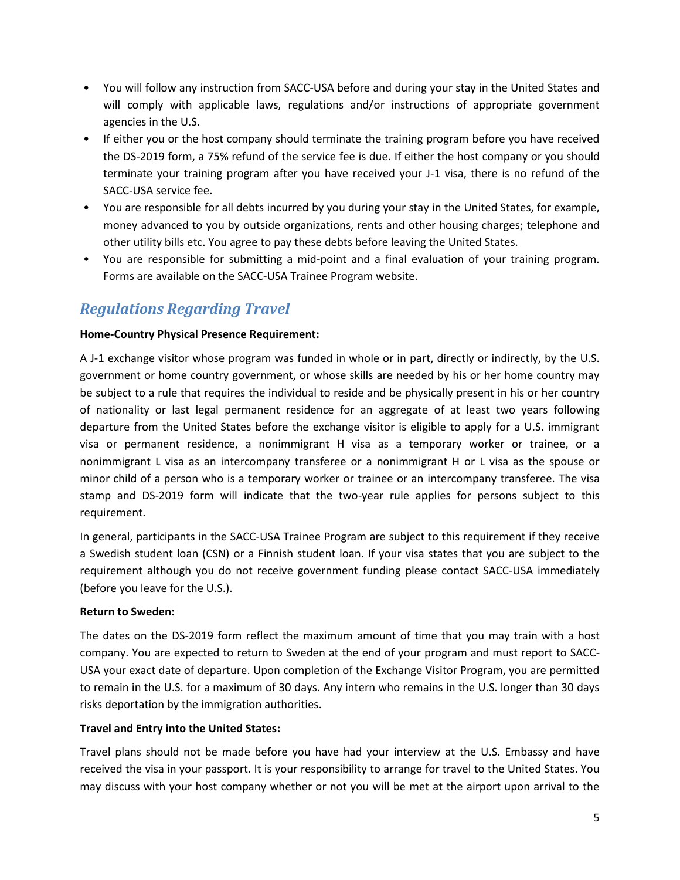- You will follow any instruction from SACC-USA before and during your stay in the United States and will comply with applicable laws, regulations and/or instructions of appropriate government agencies in the U.S.
- If either you or the host company should terminate the training program before you have received the DS-2019 form, a 75% refund of the service fee is due. If either the host company or you should terminate your training program after you have received your J-1 visa, there is no refund of the SACC-USA service fee.
- You are responsible for all debts incurred by you during your stay in the United States, for example, money advanced to you by outside organizations, rents and other housing charges; telephone and other utility bills etc. You agree to pay these debts before leaving the United States.
- You are responsible for submitting a mid-point and a final evaluation of your training program. Forms are available on the SACC-USA Trainee Program website.

## *Regulations Regarding Travel*

**Home-Country Physical Presence Requirement:**

A J-1 exchange visitor whose program was funded in whole or in part, directly or indirectly, by the U.S. government or home country government, or whose skills are needed by his or her home country may be subject to a rule that requires the individual to reside and be physically present in his or her country of nationality or last legal permanent residence for an aggregate of at least two years following departure from the United States before the exchange visitor is eligible to apply for a U.S. immigrant visa or permanent residence, a nonimmigrant H visa as a temporary worker or trainee, or a nonimmigrant L visa as an intercompany transferee or a nonimmigrant H or L visa as the spouse or minor child of a person who is a temporary worker or trainee or an intercompany transferee. The visa stamp and DS-2019 form will indicate that the two-year rule applies for persons subject to this requirement.

In general, participants in the SACC-USA Trainee Program are subject to this requirement if they receive a Swedish student loan (CSN) or a Finnish student loan. If your visa states that you are subject to the requirement although you do not receive government funding please contact SACC-USA immediately (before you leave for the U.S.).

**Return to Sweden:**

The dates on the DS-2019 form reflect the maximum amount of time that you may train with a host company. You are expected to return to Sweden at the end of your program and must report to SACC-USA your exact date of departure. Upon completion of the Exchange Visitor Program, you are permitted to remain in the U.S. for a maximum of 30 days. Any intern who remains in the U.S. longer than 30 days risks deportation by the immigration authorities.

**Travel and Entry into the United States:**

Travel plans should not be made before you have had your interview at the U.S. Embassy and have received the visa in your passport. It is your responsibility to arrange for travel to the United States. You may discuss with your host company whether or not you will be met at the airport upon arrival to the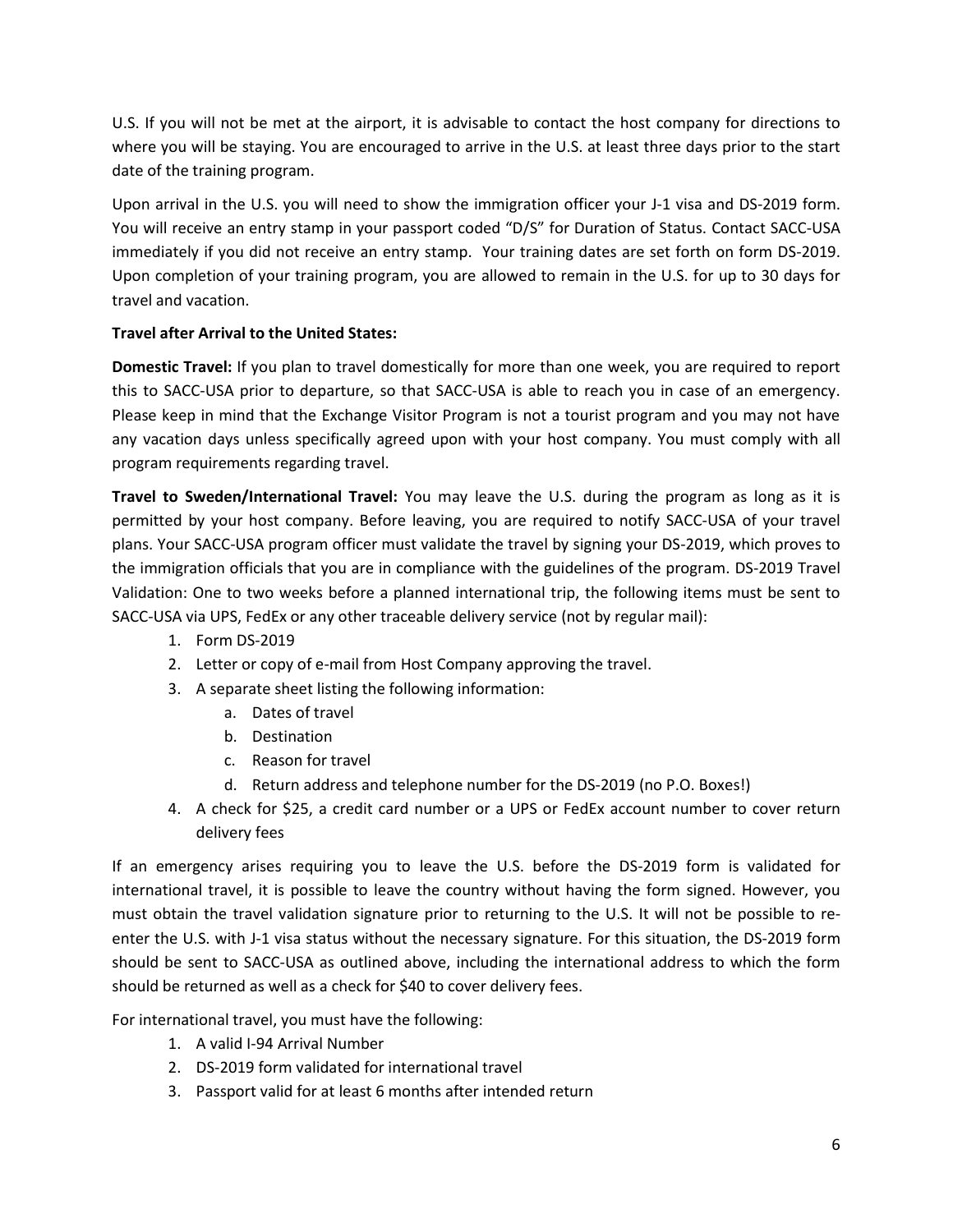U.S. If you will not be met at the airport, it is advisable to contact the host company for directions to where you will be staying. You are encouraged to arrive in the U.S. at least three days prior to the start date of the training program.

Upon arrival in the U.S. you will need to show the immigration officer your J-1 visa and DS-2019 form. You will receive an entry stamp in your passport coded "D/S" for Duration of Status. Contact SACC-USA immediately if you did not receive an entry stamp. Your training dates are set forth on form DS-2019. Upon completion of your training program, you are allowed to remain in the U.S. for up to 30 days for travel and vacation.

**Travel after Arrival to the United States:**

**Domestic Travel:** If you plan to travel domestically for more than one week, you are required to report this to SACC-USA prior to departure, so that SACC-USA is able to reach you in case of an emergency. Please keep in mind that the Exchange Visitor Program is not a tourist program and you may not have any vacation days unless specifically agreed upon with your host company. You must comply with all program requirements regarding travel.

**Travel to Sweden/International Travel:** You may leave the U.S. during the program as long as it is permitted by your host company. Before leaving, you are required to notify SACC-USA of your travel plans. Your SACC-USA program officer must validate the travel by signing your DS-2019, which proves to the immigration officials that you are in compliance with the guidelines of the program. DS-2019 Travel Validation: One to two weeks before a planned international trip, the following items must be sent to SACC-USA via UPS, FedEx or any other traceable delivery service (not by regular mail):

1. Form DS-2019
2. Letter or copy of e-mail from Host Company approving the travel.
3. A separate sheet listing the following information:
   a. Dates of travel
   b. Destination
   c. Reason for travel
   d. Return address and telephone number for the DS-2019 (no P.O. Boxes!)
4. A check for $25, a credit card number or a UPS or FedEx account number to cover return delivery fees

If an emergency arises requiring you to leave the U.S. before the DS-2019 form is validated for international travel, it is possible to leave the country without having the form signed. However, you must obtain the travel validation signature prior to returning to the U.S. It will not be possible to re-enter the U.S. with J-1 visa status without the necessary signature. For this situation, the DS-2019 form should be sent to SACC-USA as outlined above, including the international address to which the form should be returned as well as a check for $40 to cover delivery fees.

For international travel, you must have the following:

1. A valid I-94 Arrival Number
2. DS-2019 form validated for international travel
3. Passport valid for at least 6 months after intended return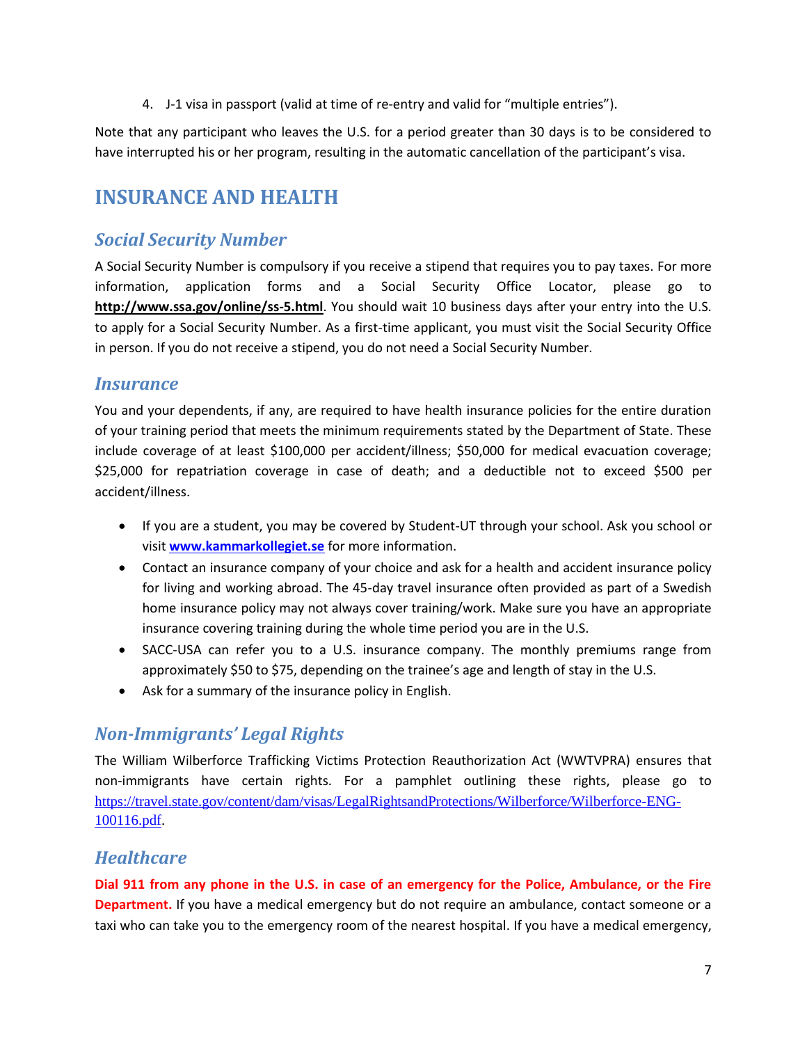4. J-1 visa in passport (valid at time of re-entry and valid for "multiple entries").

Note that any participant who leaves the U.S. for a period greater than 30 days is to be considered to have interrupted his or her program, resulting in the automatic cancellation of the participant's visa.

# INSURANCE AND HEALTH

## *Social Security Number*

A Social Security Number is compulsory if you receive a stipend that requires you to pay taxes. For more information, application forms and a Social Security Office Locator, please go to **http://www.ssa.gov/online/ss-5.html**. You should wait 10 business days after your entry into the U.S. to apply for a Social Security Number. As a first-time applicant, you must visit the Social Security Office in person. If you do not receive a stipend, you do not need a Social Security Number.

## *Insurance*

You and your dependents, if any, are required to have health insurance policies for the entire duration of your training period that meets the minimum requirements stated by the Department of State. These include coverage of at least $100,000 per accident/illness; $50,000 for medical evacuation coverage; $25,000 for repatriation coverage in case of death; and a deductible not to exceed $500 per accident/illness.

- If you are a student, you may be covered by Student-UT through your school. Ask you school or visit **www.kammarkollegiet.se** for more information.
- Contact an insurance company of your choice and ask for a health and accident insurance policy for living and working abroad. The 45-day travel insurance often provided as part of a Swedish home insurance policy may not always cover training/work. Make sure you have an appropriate insurance covering training during the whole time period you are in the U.S.
- SACC-USA can refer you to a U.S. insurance company. The monthly premiums range from approximately $50 to $75, depending on the trainee's age and length of stay in the U.S.
- Ask for a summary of the insurance policy in English.

## *Non-Immigrants' Legal Rights*

The William Wilberforce Trafficking Victims Protection Reauthorization Act (WWTVPRA) ensures that non-immigrants have certain rights. For a pamphlet outlining these rights, please go to https://travel.state.gov/content/dam/visas/LegalRightsandProtections/Wilberforce/Wilberforce-ENG-100116.pdf.

## *Healthcare*

**Dial 911 from any phone in the U.S. in case of an emergency for the Police, Ambulance, or the Fire Department.** If you have a medical emergency but do not require an ambulance, contact someone or a taxi who can take you to the emergency room of the nearest hospital. If you have a medical emergency,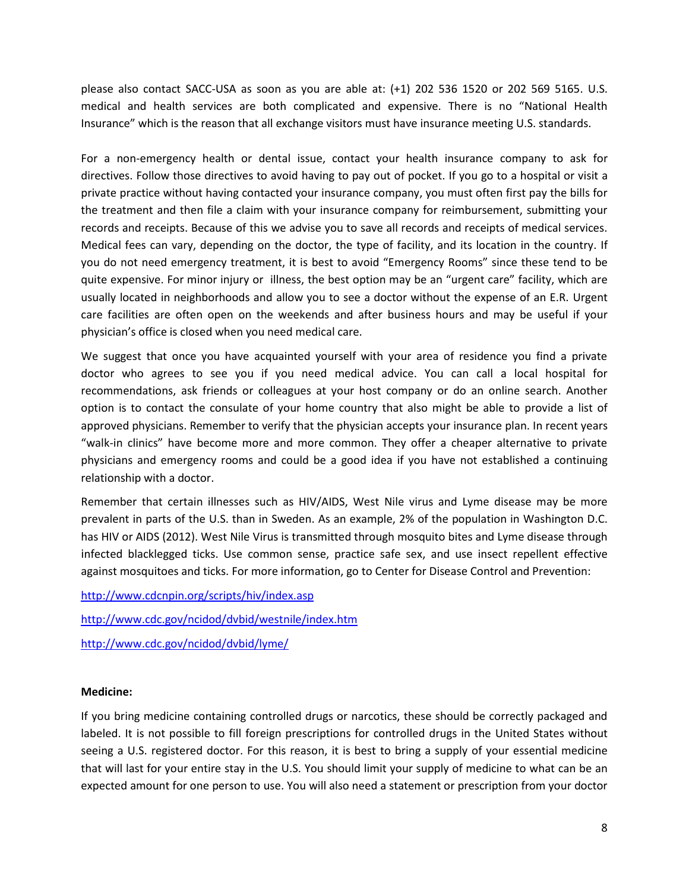please also contact SACC-USA as soon as you are able at: (+1) 202 536 1520 or 202 569 5165. U.S. medical and health services are both complicated and expensive. There is no "National Health Insurance" which is the reason that all exchange visitors must have insurance meeting U.S. standards.

For a non-emergency health or dental issue, contact your health insurance company to ask for directives. Follow those directives to avoid having to pay out of pocket. If you go to a hospital or visit a private practice without having contacted your insurance company, you must often first pay the bills for the treatment and then file a claim with your insurance company for reimbursement, submitting your records and receipts. Because of this we advise you to save all records and receipts of medical services. Medical fees can vary, depending on the doctor, the type of facility, and its location in the country. If you do not need emergency treatment, it is best to avoid "Emergency Rooms" since these tend to be quite expensive. For minor injury or illness, the best option may be an "urgent care" facility, which are usually located in neighborhoods and allow you to see a doctor without the expense of an E.R. Urgent care facilities are often open on the weekends and after business hours and may be useful if your physician's office is closed when you need medical care.

We suggest that once you have acquainted yourself with your area of residence you find a private doctor who agrees to see you if you need medical advice. You can call a local hospital for recommendations, ask friends or colleagues at your host company or do an online search. Another option is to contact the consulate of your home country that also might be able to provide a list of approved physicians. Remember to verify that the physician accepts your insurance plan. In recent years "walk-in clinics" have become more and more common. They offer a cheaper alternative to private physicians and emergency rooms and could be a good idea if you have not established a continuing relationship with a doctor.

Remember that certain illnesses such as HIV/AIDS, West Nile virus and Lyme disease may be more prevalent in parts of the U.S. than in Sweden. As an example, 2% of the population in Washington D.C. has HIV or AIDS (2012). West Nile Virus is transmitted through mosquito bites and Lyme disease through infected blacklegged ticks. Use common sense, practice safe sex, and use insect repellent effective against mosquitoes and ticks. For more information, go to Center for Disease Control and Prevention:

http://www.cdcnpin.org/scripts/hiv/index.asp

http://www.cdc.gov/ncidod/dvbid/westnile/index.htm

http://www.cdc.gov/ncidod/dvbid/lyme/

**Medicine:**

If you bring medicine containing controlled drugs or narcotics, these should be correctly packaged and labeled. It is not possible to fill foreign prescriptions for controlled drugs in the United States without seeing a U.S. registered doctor. For this reason, it is best to bring a supply of your essential medicine that will last for your entire stay in the U.S. You should limit your supply of medicine to what can be an expected amount for one person to use. You will also need a statement or prescription from your doctor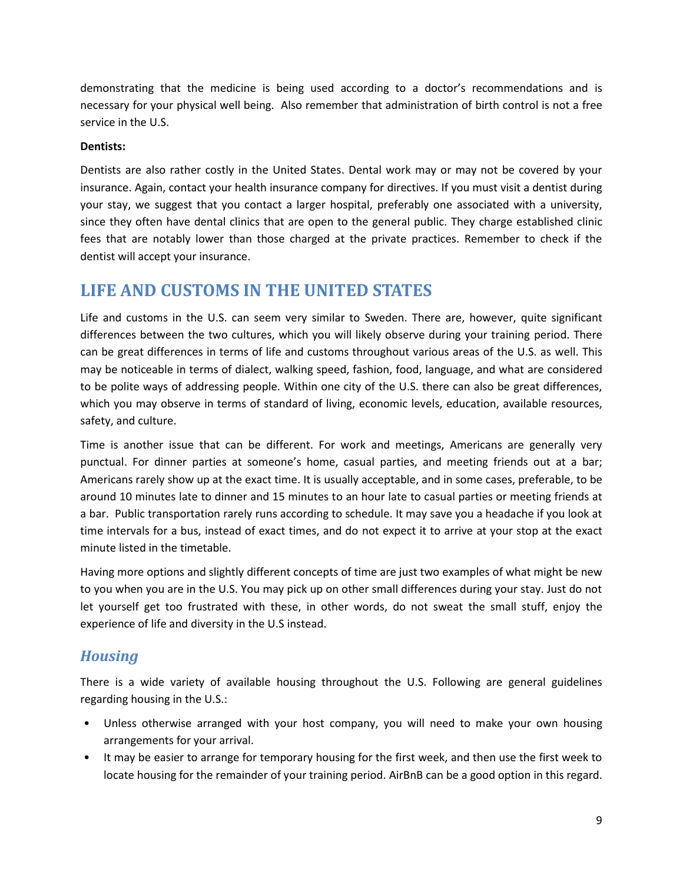demonstrating that the medicine is being used according to a doctor's recommendations and is necessary for your physical well being. Also remember that administration of birth control is not a free service in the U.S.

**Dentists:**

Dentists are also rather costly in the United States. Dental work may or may not be covered by your insurance. Again, contact your health insurance company for directives. If you must visit a dentist during your stay, we suggest that you contact a larger hospital, preferably one associated with a university, since they often have dental clinics that are open to the general public. They charge established clinic fees that are notably lower than those charged at the private practices. Remember to check if the dentist will accept your insurance.

# LIFE AND CUSTOMS IN THE UNITED STATES

Life and customs in the U.S. can seem very similar to Sweden. There are, however, quite significant differences between the two cultures, which you will likely observe during your training period. There can be great differences in terms of life and customs throughout various areas of the U.S. as well. This may be noticeable in terms of dialect, walking speed, fashion, food, language, and what are considered to be polite ways of addressing people. Within one city of the U.S. there can also be great differences, which you may observe in terms of standard of living, economic levels, education, available resources, safety, and culture.

Time is another issue that can be different. For work and meetings, Americans are generally very punctual. For dinner parties at someone's home, casual parties, and meeting friends out at a bar; Americans rarely show up at the exact time. It is usually acceptable, and in some cases, preferable, to be around 10 minutes late to dinner and 15 minutes to an hour late to casual parties or meeting friends at a bar. Public transportation rarely runs according to schedule. It may save you a headache if you look at time intervals for a bus, instead of exact times, and do not expect it to arrive at your stop at the exact minute listed in the timetable.

Having more options and slightly different concepts of time are just two examples of what might be new to you when you are in the U.S. You may pick up on other small differences during your stay. Just do not let yourself get too frustrated with these, in other words, do not sweat the small stuff, enjoy the experience of life and diversity in the U.S instead.

## *Housing*

There is a wide variety of available housing throughout the U.S. Following are general guidelines regarding housing in the U.S.:

- Unless otherwise arranged with your host company, you will need to make your own housing arrangements for your arrival.
- It may be easier to arrange for temporary housing for the first week, and then use the first week to locate housing for the remainder of your training period. AirBnB can be a good option in this regard.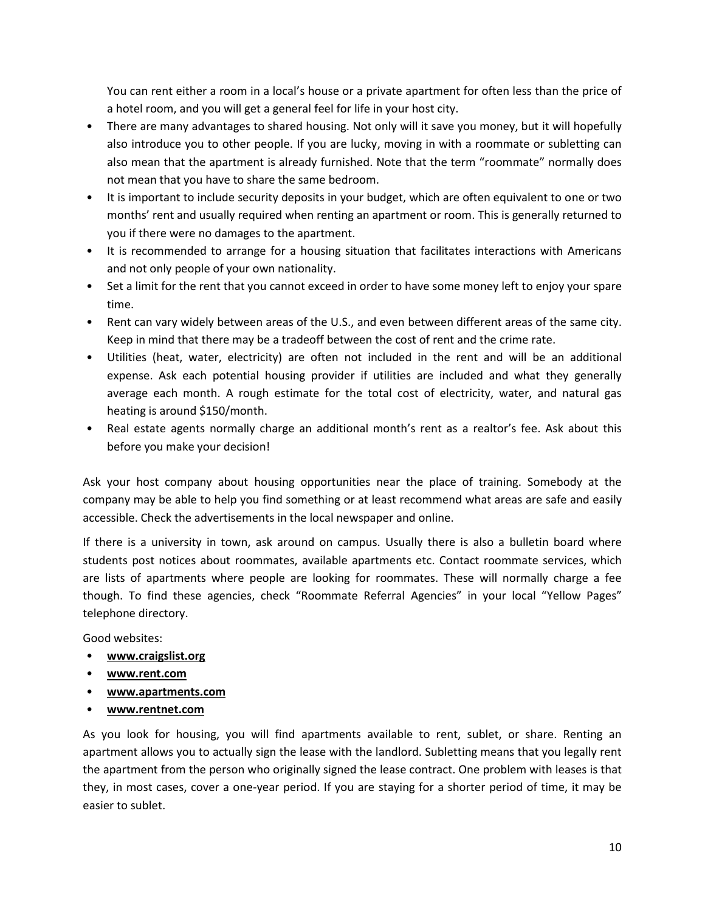You can rent either a room in a local's house or a private apartment for often less than the price of a hotel room, and you will get a general feel for life in your host city.

- There are many advantages to shared housing. Not only will it save you money, but it will hopefully also introduce you to other people. If you are lucky, moving in with a roommate or subletting can also mean that the apartment is already furnished. Note that the term "roommate" normally does not mean that you have to share the same bedroom.
- It is important to include security deposits in your budget, which are often equivalent to one or two months' rent and usually required when renting an apartment or room. This is generally returned to you if there were no damages to the apartment.
- It is recommended to arrange for a housing situation that facilitates interactions with Americans and not only people of your own nationality.
- Set a limit for the rent that you cannot exceed in order to have some money left to enjoy your spare time.
- Rent can vary widely between areas of the U.S., and even between different areas of the same city. Keep in mind that there may be a tradeoff between the cost of rent and the crime rate.
- Utilities (heat, water, electricity) are often not included in the rent and will be an additional expense. Ask each potential housing provider if utilities are included and what they generally average each month. A rough estimate for the total cost of electricity, water, and natural gas heating is around $150/month.
- Real estate agents normally charge an additional month's rent as a realtor's fee. Ask about this before you make your decision!

Ask your host company about housing opportunities near the place of training. Somebody at the company may be able to help you find something or at least recommend what areas are safe and easily accessible. Check the advertisements in the local newspaper and online.

If there is a university in town, ask around on campus. Usually there is also a bulletin board where students post notices about roommates, available apartments etc. Contact roommate services, which are lists of apartments where people are looking for roommates. These will normally charge a fee though. To find these agencies, check "Roommate Referral Agencies" in your local "Yellow Pages" telephone directory.

Good websites:

- **www.craigslist.org**
- **www.rent.com**
- **www.apartments.com**
- **www.rentnet.com**

As you look for housing, you will find apartments available to rent, sublet, or share. Renting an apartment allows you to actually sign the lease with the landlord. Subletting means that you legally rent the apartment from the person who originally signed the lease contract. One problem with leases is that they, in most cases, cover a one-year period. If you are staying for a shorter period of time, it may be easier to sublet.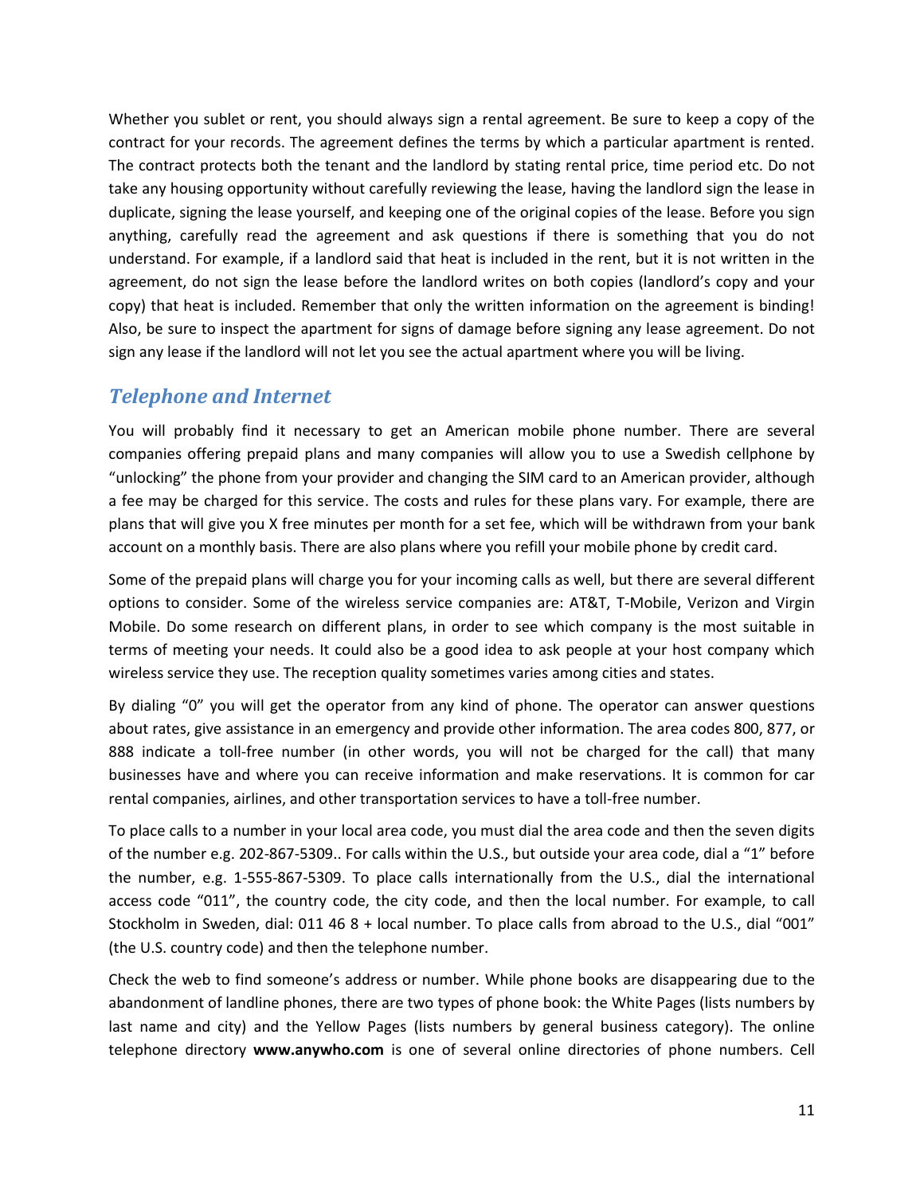Whether you sublet or rent, you should always sign a rental agreement. Be sure to keep a copy of the contract for your records. The agreement defines the terms by which a particular apartment is rented. The contract protects both the tenant and the landlord by stating rental price, time period etc. Do not take any housing opportunity without carefully reviewing the lease, having the landlord sign the lease in duplicate, signing the lease yourself, and keeping one of the original copies of the lease. Before you sign anything, carefully read the agreement and ask questions if there is something that you do not understand. For example, if a landlord said that heat is included in the rent, but it is not written in the agreement, do not sign the lease before the landlord writes on both copies (landlord's copy and your copy) that heat is included. Remember that only the written information on the agreement is binding! Also, be sure to inspect the apartment for signs of damage before signing any lease agreement. Do not sign any lease if the landlord will not let you see the actual apartment where you will be living.

## *Telephone and Internet*

You will probably find it necessary to get an American mobile phone number. There are several companies offering prepaid plans and many companies will allow you to use a Swedish cellphone by "unlocking" the phone from your provider and changing the SIM card to an American provider, although a fee may be charged for this service. The costs and rules for these plans vary. For example, there are plans that will give you X free minutes per month for a set fee, which will be withdrawn from your bank account on a monthly basis. There are also plans where you refill your mobile phone by credit card.

Some of the prepaid plans will charge you for your incoming calls as well, but there are several different options to consider. Some of the wireless service companies are: AT&T, T-Mobile, Verizon and Virgin Mobile. Do some research on different plans, in order to see which company is the most suitable in terms of meeting your needs. It could also be a good idea to ask people at your host company which wireless service they use. The reception quality sometimes varies among cities and states.

By dialing "0" you will get the operator from any kind of phone. The operator can answer questions about rates, give assistance in an emergency and provide other information. The area codes 800, 877, or 888 indicate a toll-free number (in other words, you will not be charged for the call) that many businesses have and where you can receive information and make reservations. It is common for car rental companies, airlines, and other transportation services to have a toll-free number.

To place calls to a number in your local area code, you must dial the area code and then the seven digits of the number e.g. 202-867-5309.. For calls within the U.S., but outside your area code, dial a "1" before the number, e.g. 1-555-867-5309. To place calls internationally from the U.S., dial the international access code "011", the country code, the city code, and then the local number. For example, to call Stockholm in Sweden, dial: 011 46 8 + local number. To place calls from abroad to the U.S., dial "001" (the U.S. country code) and then the telephone number.

Check the web to find someone's address or number. While phone books are disappearing due to the abandonment of landline phones, there are two types of phone book: the White Pages (lists numbers by last name and city) and the Yellow Pages (lists numbers by general business category). The online telephone directory **www.anywho.com** is one of several online directories of phone numbers. Cell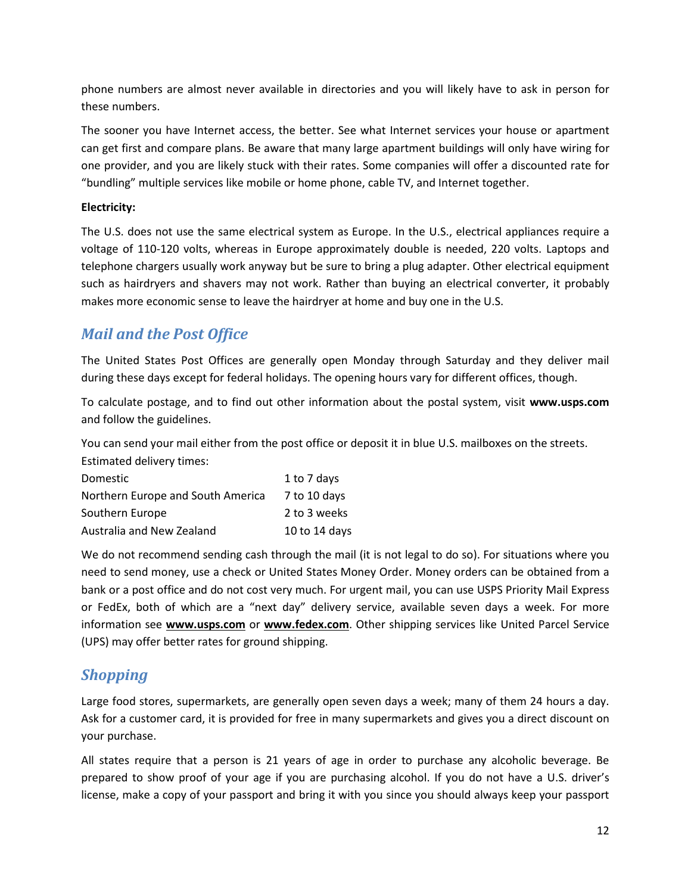phone numbers are almost never available in directories and you will likely have to ask in person for these numbers.

The sooner you have Internet access, the better. See what Internet services your house or apartment can get first and compare plans. Be aware that many large apartment buildings will only have wiring for one provider, and you are likely stuck with their rates. Some companies will offer a discounted rate for "bundling" multiple services like mobile or home phone, cable TV, and Internet together.

**Electricity:**

The U.S. does not use the same electrical system as Europe. In the U.S., electrical appliances require a voltage of 110-120 volts, whereas in Europe approximately double is needed, 220 volts. Laptops and telephone chargers usually work anyway but be sure to bring a plug adapter. Other electrical equipment such as hairdryers and shavers may not work. Rather than buying an electrical converter, it probably makes more economic sense to leave the hairdryer at home and buy one in the U.S.

## *Mail and the Post Office*

The United States Post Offices are generally open Monday through Saturday and they deliver mail during these days except for federal holidays. The opening hours vary for different offices, though.

To calculate postage, and to find out other information about the postal system, visit **www.usps.com** and follow the guidelines.

You can send your mail either from the post office or deposit it in blue U.S. mailboxes on the streets.

Estimated delivery times:

| | |
|---|---|
| Domestic | 1 to 7 days |
| Northern Europe and South America | 7 to 10 days |
| Southern Europe | 2 to 3 weeks |
| Australia and New Zealand | 10 to 14 days |

We do not recommend sending cash through the mail (it is not legal to do so). For situations where you need to send money, use a check or United States Money Order. Money orders can be obtained from a bank or a post office and do not cost very much. For urgent mail, you can use USPS Priority Mail Express or FedEx, both of which are a "next day" delivery service, available seven days a week. For more information see **www.usps.com** or **www.fedex.com**. Other shipping services like United Parcel Service (UPS) may offer better rates for ground shipping.

## *Shopping*

Large food stores, supermarkets, are generally open seven days a week; many of them 24 hours a day. Ask for a customer card, it is provided for free in many supermarkets and gives you a direct discount on your purchase.

All states require that a person is 21 years of age in order to purchase any alcoholic beverage. Be prepared to show proof of your age if you are purchasing alcohol. If you do not have a U.S. driver's license, make a copy of your passport and bring it with you since you should always keep your passport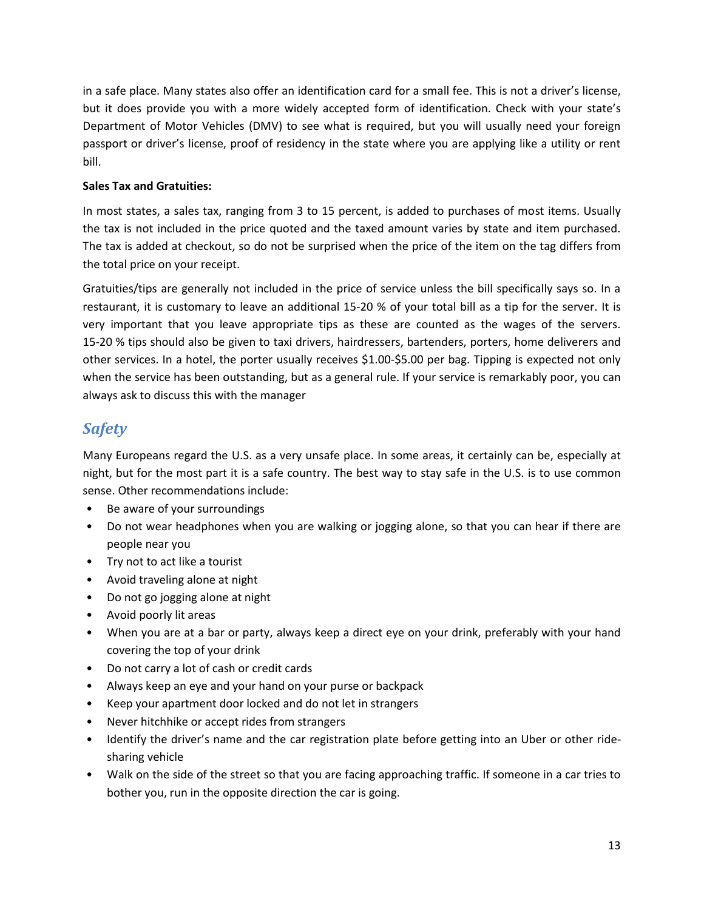in a safe place. Many states also offer an identification card for a small fee. This is not a driver's license, but it does provide you with a more widely accepted form of identification. Check with your state's Department of Motor Vehicles (DMV) to see what is required, but you will usually need your foreign passport or driver's license, proof of residency in the state where you are applying like a utility or rent bill.

**Sales Tax and Gratuities:**

In most states, a sales tax, ranging from 3 to 15 percent, is added to purchases of most items. Usually the tax is not included in the price quoted and the taxed amount varies by state and item purchased. The tax is added at checkout, so do not be surprised when the price of the item on the tag differs from the total price on your receipt.

Gratuities/tips are generally not included in the price of service unless the bill specifically says so. In a restaurant, it is customary to leave an additional 15-20 % of your total bill as a tip for the server. It is very important that you leave appropriate tips as these are counted as the wages of the servers. 15-20 % tips should also be given to taxi drivers, hairdressers, bartenders, porters, home deliverers and other services. In a hotel, the porter usually receives $1.00-$5.00 per bag. Tipping is expected not only when the service has been outstanding, but as a general rule. If your service is remarkably poor, you can always ask to discuss this with the manager

## *Safety*

Many Europeans regard the U.S. as a very unsafe place. In some areas, it certainly can be, especially at night, but for the most part it is a safe country. The best way to stay safe in the U.S. is to use common sense. Other recommendations include:

- Be aware of your surroundings
- Do not wear headphones when you are walking or jogging alone, so that you can hear if there are people near you
- Try not to act like a tourist
- Avoid traveling alone at night
- Do not go jogging alone at night
- Avoid poorly lit areas
- When you are at a bar or party, always keep a direct eye on your drink, preferably with your hand covering the top of your drink
- Do not carry a lot of cash or credit cards
- Always keep an eye and your hand on your purse or backpack
- Keep your apartment door locked and do not let in strangers
- Never hitchhike or accept rides from strangers
- Identify the driver's name and the car registration plate before getting into an Uber or other ride-sharing vehicle
- Walk on the side of the street so that you are facing approaching traffic. If someone in a car tries to bother you, run in the opposite direction the car is going.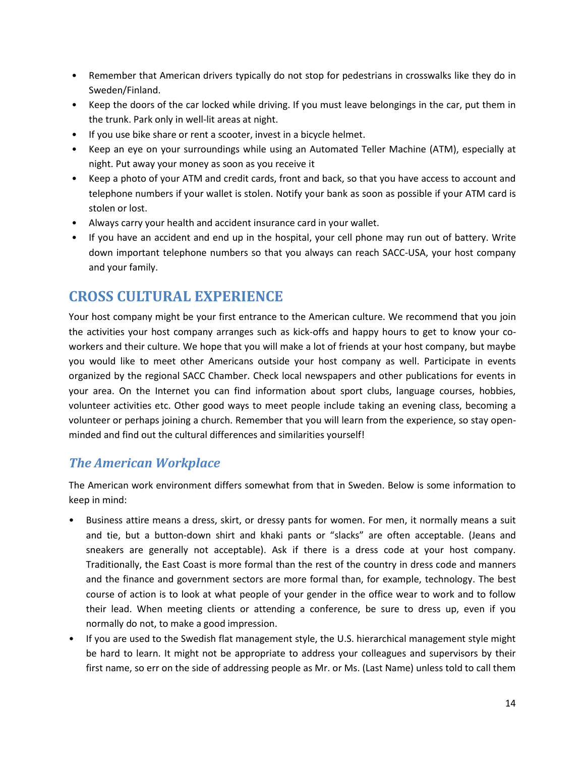- Remember that American drivers typically do not stop for pedestrians in crosswalks like they do in Sweden/Finland.
- Keep the doors of the car locked while driving. If you must leave belongings in the car, put them in the trunk. Park only in well-lit areas at night.
- If you use bike share or rent a scooter, invest in a bicycle helmet.
- Keep an eye on your surroundings while using an Automated Teller Machine (ATM), especially at night. Put away your money as soon as you receive it
- Keep a photo of your ATM and credit cards, front and back, so that you have access to account and telephone numbers if your wallet is stolen. Notify your bank as soon as possible if your ATM card is stolen or lost.
- Always carry your health and accident insurance card in your wallet.
- If you have an accident and end up in the hospital, your cell phone may run out of battery. Write down important telephone numbers so that you always can reach SACC-USA, your host company and your family.

## CROSS CULTURAL EXPERIENCE

Your host company might be your first entrance to the American culture. We recommend that you join the activities your host company arranges such as kick-offs and happy hours to get to know your co-workers and their culture. We hope that you will make a lot of friends at your host company, but maybe you would like to meet other Americans outside your host company as well. Participate in events organized by the regional SACC Chamber. Check local newspapers and other publications for events in your area. On the Internet you can find information about sport clubs, language courses, hobbies, volunteer activities etc. Other good ways to meet people include taking an evening class, becoming a volunteer or perhaps joining a church. Remember that you will learn from the experience, so stay open-minded and find out the cultural differences and similarities yourself!

### *The American Workplace*

The American work environment differs somewhat from that in Sweden. Below is some information to keep in mind:

- Business attire means a dress, skirt, or dressy pants for women. For men, it normally means a suit and tie, but a button-down shirt and khaki pants or "slacks" are often acceptable. (Jeans and sneakers are generally not acceptable). Ask if there is a dress code at your host company. Traditionally, the East Coast is more formal than the rest of the country in dress code and manners and the finance and government sectors are more formal than, for example, technology. The best course of action is to look at what people of your gender in the office wear to work and to follow their lead. When meeting clients or attending a conference, be sure to dress up, even if you normally do not, to make a good impression.
- If you are used to the Swedish flat management style, the U.S. hierarchical management style might be hard to learn. It might not be appropriate to address your colleagues and supervisors by their first name, so err on the side of addressing people as Mr. or Ms. (Last Name) unless told to call them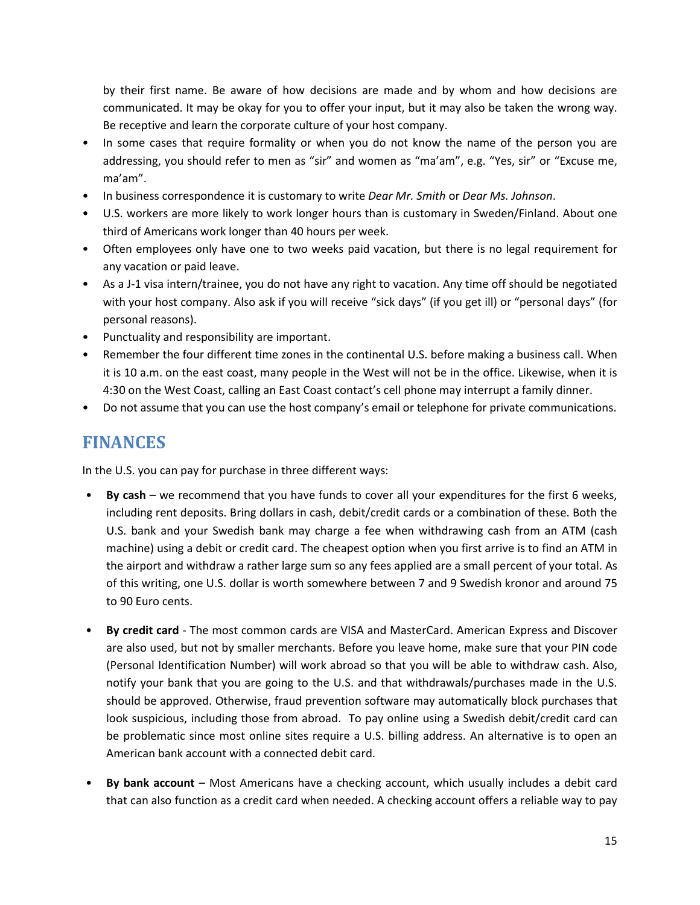by their first name. Be aware of how decisions are made and by whom and how decisions are communicated. It may be okay for you to offer your input, but it may also be taken the wrong way. Be receptive and learn the corporate culture of your host company.

- In some cases that require formality or when you do not know the name of the person you are addressing, you should refer to men as "sir" and women as "ma'am", e.g. "Yes, sir" or "Excuse me, ma'am".
- In business correspondence it is customary to write *Dear Mr. Smith* or *Dear Ms. Johnson*.
- U.S. workers are more likely to work longer hours than is customary in Sweden/Finland. About one third of Americans work longer than 40 hours per week.
- Often employees only have one to two weeks paid vacation, but there is no legal requirement for any vacation or paid leave.
- As a J-1 visa intern/trainee, you do not have any right to vacation. Any time off should be negotiated with your host company. Also ask if you will receive "sick days" (if you get ill) or "personal days" (for personal reasons).
- Punctuality and responsibility are important.
- Remember the four different time zones in the continental U.S. before making a business call. When it is 10 a.m. on the east coast, many people in the West will not be in the office. Likewise, when it is 4:30 on the West Coast, calling an East Coast contact's cell phone may interrupt a family dinner.
- Do not assume that you can use the host company's email or telephone for private communications.

## FINANCES

In the U.S. you can pay for purchase in three different ways:

- **By cash** – we recommend that you have funds to cover all your expenditures for the first 6 weeks, including rent deposits. Bring dollars in cash, debit/credit cards or a combination of these. Both the U.S. bank and your Swedish bank may charge a fee when withdrawing cash from an ATM (cash machine) using a debit or credit card. The cheapest option when you first arrive is to find an ATM in the airport and withdraw a rather large sum so any fees applied are a small percent of your total. As of this writing, one U.S. dollar is worth somewhere between 7 and 9 Swedish kronor and around 75 to 90 Euro cents.

- **By credit card** - The most common cards are VISA and MasterCard. American Express and Discover are also used, but not by smaller merchants. Before you leave home, make sure that your PIN code (Personal Identification Number) will work abroad so that you will be able to withdraw cash. Also, notify your bank that you are going to the U.S. and that withdrawals/purchases made in the U.S. should be approved. Otherwise, fraud prevention software may automatically block purchases that look suspicious, including those from abroad. To pay online using a Swedish debit/credit card can be problematic since most online sites require a U.S. billing address. An alternative is to open an American bank account with a connected debit card.

- **By bank account** – Most Americans have a checking account, which usually includes a debit card that can also function as a credit card when needed. A checking account offers a reliable way to pay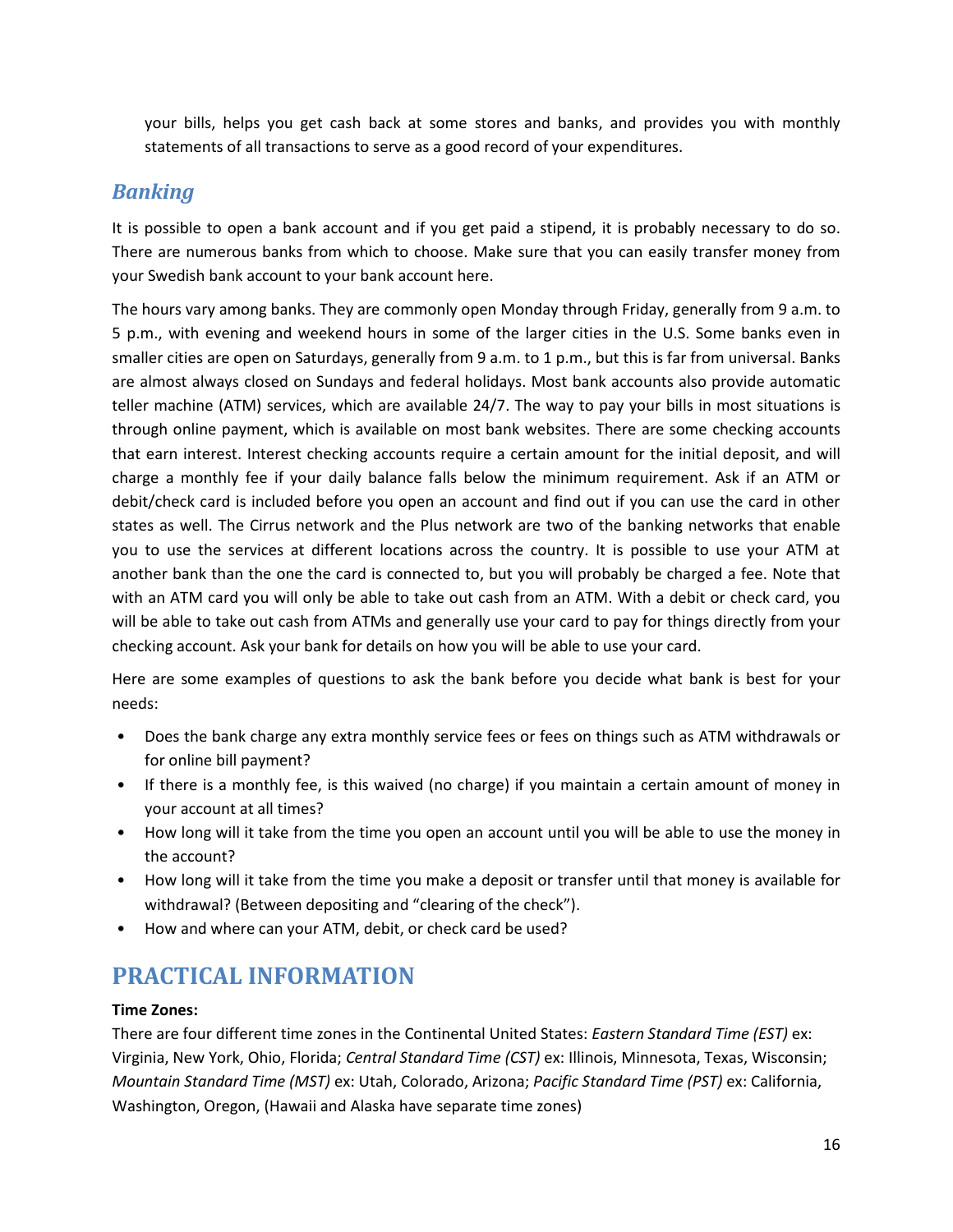your bills, helps you get cash back at some stores and banks, and provides you with monthly statements of all transactions to serve as a good record of your expenditures.

## *Banking*

It is possible to open a bank account and if you get paid a stipend, it is probably necessary to do so. There are numerous banks from which to choose. Make sure that you can easily transfer money from your Swedish bank account to your bank account here.

The hours vary among banks. They are commonly open Monday through Friday, generally from 9 a.m. to 5 p.m., with evening and weekend hours in some of the larger cities in the U.S. Some banks even in smaller cities are open on Saturdays, generally from 9 a.m. to 1 p.m., but this is far from universal. Banks are almost always closed on Sundays and federal holidays. Most bank accounts also provide automatic teller machine (ATM) services, which are available 24/7. The way to pay your bills in most situations is through online payment, which is available on most bank websites. There are some checking accounts that earn interest. Interest checking accounts require a certain amount for the initial deposit, and will charge a monthly fee if your daily balance falls below the minimum requirement. Ask if an ATM or debit/check card is included before you open an account and find out if you can use the card in other states as well. The Cirrus network and the Plus network are two of the banking networks that enable you to use the services at different locations across the country. It is possible to use your ATM at another bank than the one the card is connected to, but you will probably be charged a fee. Note that with an ATM card you will only be able to take out cash from an ATM. With a debit or check card, you will be able to take out cash from ATMs and generally use your card to pay for things directly from your checking account. Ask your bank for details on how you will be able to use your card.

Here are some examples of questions to ask the bank before you decide what bank is best for your needs:

- Does the bank charge any extra monthly service fees or fees on things such as ATM withdrawals or for online bill payment?
- If there is a monthly fee, is this waived (no charge) if you maintain a certain amount of money in your account at all times?
- How long will it take from the time you open an account until you will be able to use the money in the account?
- How long will it take from the time you make a deposit or transfer until that money is available for withdrawal? (Between depositing and "clearing of the check").
- How and where can your ATM, debit, or check card be used?

# PRACTICAL INFORMATION

**Time Zones:**
There are four different time zones in the Continental United States: *Eastern Standard Time (EST)* ex: Virginia, New York, Ohio, Florida; *Central Standard Time (CST)* ex: Illinois, Minnesota, Texas, Wisconsin; *Mountain Standard Time (MST)* ex: Utah, Colorado, Arizona; *Pacific Standard Time (PST)* ex: California, Washington, Oregon, (Hawaii and Alaska have separate time zones)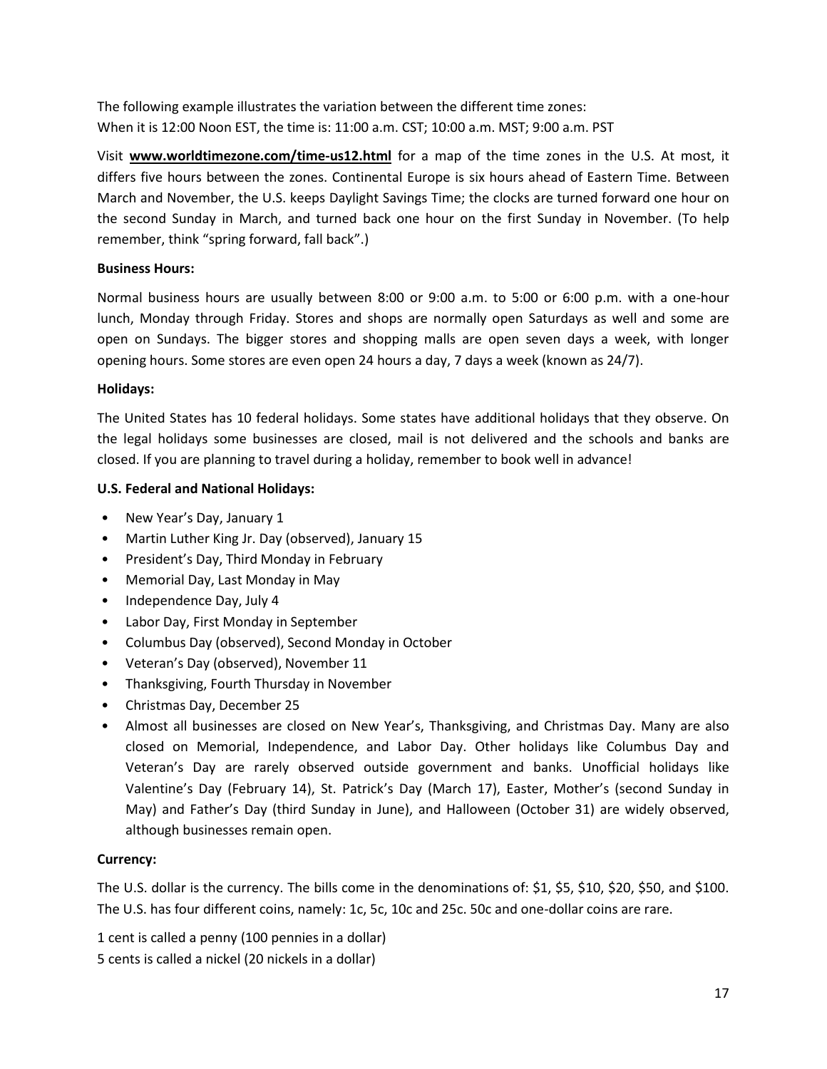The following example illustrates the variation between the different time zones:
When it is 12:00 Noon EST, the time is: 11:00 a.m. CST; 10:00 a.m. MST; 9:00 a.m. PST

Visit **www.worldtimezone.com/time-us12.html** for a map of the time zones in the U.S. At most, it differs five hours between the zones. Continental Europe is six hours ahead of Eastern Time. Between March and November, the U.S. keeps Daylight Savings Time; the clocks are turned forward one hour on the second Sunday in March, and turned back one hour on the first Sunday in November. (To help remember, think "spring forward, fall back".)

**Business Hours:**

Normal business hours are usually between 8:00 or 9:00 a.m. to 5:00 or 6:00 p.m. with a one-hour lunch, Monday through Friday. Stores and shops are normally open Saturdays as well and some are open on Sundays. The bigger stores and shopping malls are open seven days a week, with longer opening hours. Some stores are even open 24 hours a day, 7 days a week (known as 24/7).

**Holidays:**

The United States has 10 federal holidays. Some states have additional holidays that they observe. On the legal holidays some businesses are closed, mail is not delivered and the schools and banks are closed. If you are planning to travel during a holiday, remember to book well in advance!

**U.S. Federal and National Holidays:**

- New Year's Day, January 1
- Martin Luther King Jr. Day (observed), January 15
- President's Day, Third Monday in February
- Memorial Day, Last Monday in May
- Independence Day, July 4
- Labor Day, First Monday in September
- Columbus Day (observed), Second Monday in October
- Veteran's Day (observed), November 11
- Thanksgiving, Fourth Thursday in November
- Christmas Day, December 25
- Almost all businesses are closed on New Year's, Thanksgiving, and Christmas Day. Many are also closed on Memorial, Independence, and Labor Day. Other holidays like Columbus Day and Veteran's Day are rarely observed outside government and banks. Unofficial holidays like Valentine's Day (February 14), St. Patrick's Day (March 17), Easter, Mother's (second Sunday in May) and Father's Day (third Sunday in June), and Halloween (October 31) are widely observed, although businesses remain open.

**Currency:**

The U.S. dollar is the currency. The bills come in the denominations of: $1, $5, $10, $20, $50, and $100. The U.S. has four different coins, namely: 1c, 5c, 10c and 25c. 50c and one-dollar coins are rare.

1 cent is called a penny (100 pennies in a dollar)
5 cents is called a nickel (20 nickels in a dollar)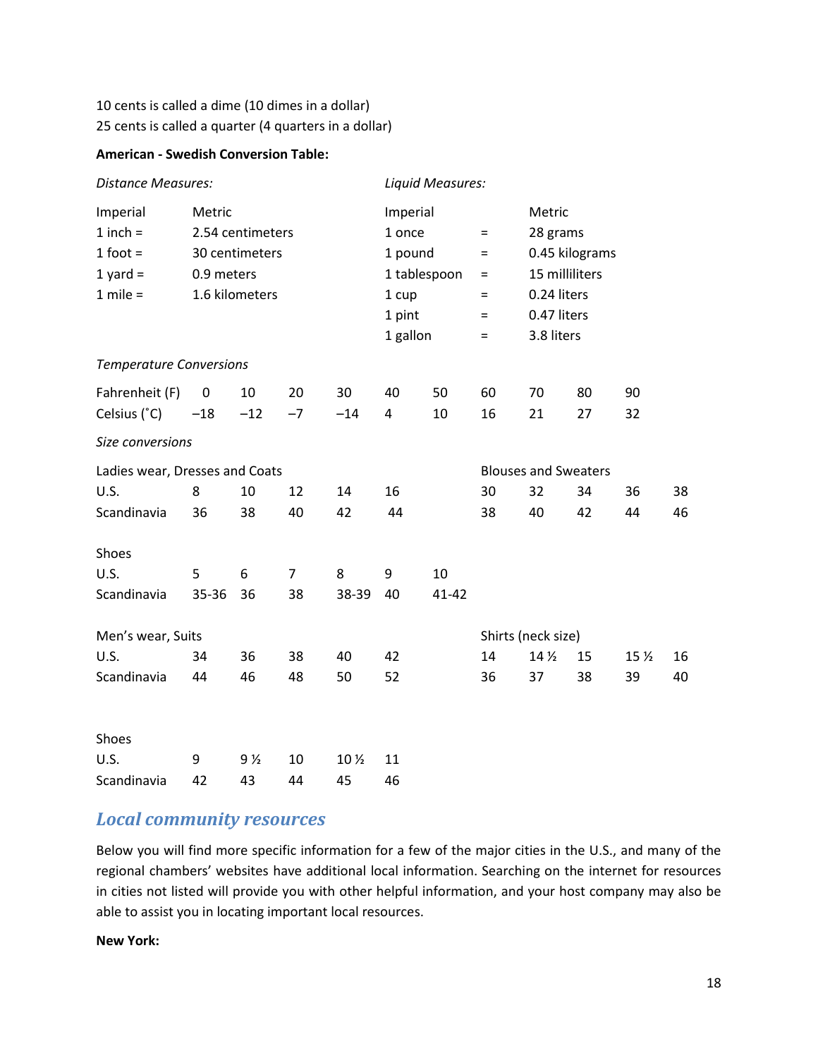10 cents is called a dime (10 dimes in a dollar)
25 cents is called a quarter (4 quarters in a dollar)

**American - Swedish Conversion Table:**

*Distance Measures:*

| Imperial | Metric |
|---|---|
| 1 inch = | 2.54 centimeters |
| 1 foot = | 30 centimeters |
| 1 yard = | 0.9 meters |
| 1 mile = | 1.6 kilometers |

*Liquid Measures:*

| Imperial | | Metric |
|---|---|---|
| 1 once | = | 28 grams |
| 1 pound | = | 0.45 kilograms |
| 1 tablespoon | = | 15 milliliters |
| 1 cup | = | 0.24 liters |
| 1 pint | = | 0.47 liters |
| 1 gallon | = | 3.8 liters |

*Temperature Conversions*

| Fahrenheit (F) | 0 | 10 | 20 | 30 | 40 | 50 | 60 | 70 | 80 | 90 |
|---|---|---|---|---|---|---|---|---|---|---|
| Celsius (˚C) | –18 | –12 | –7 | –14 | 4 | 10 | 16 | 21 | 27 | 32 |

*Size conversions*

Ladies wear, Dresses and Coats

| U.S. | 8 | 10 | 12 | 14 | 16 |
|---|---|---|---|---|---|
| Scandinavia | 36 | 38 | 40 | 42 | 44 |

Blouses and Sweaters

| U.S. | 30 | 32 | 34 | 36 | 38 |
|---|---|---|---|---|---|
| Scandinavia | 38 | 40 | 42 | 44 | 46 |

Shoes

| U.S. | 5 | 6 | 7 | 8 | 9 | 10 |
|---|---|---|---|---|---|---|
| Scandinavia | 35-36 | 36 | 38 | 38-39 | 40 | 41-42 |

Men's wear, Suits

| U.S. | 34 | 36 | 38 | 40 | 42 |
|---|---|---|---|---|---|
| Scandinavia | 44 | 46 | 48 | 50 | 52 |

Shirts (neck size)

| U.S. | 14 | 14 ½ | 15 | 15 ½ | 16 |
|---|---|---|---|---|---|
| Scandinavia | 36 | 37 | 38 | 39 | 40 |

Shoes

| U.S. | 9 | 9 ½ | 10 | 10 ½ | 11 |
|---|---|---|---|---|---|
| Scandinavia | 42 | 43 | 44 | 45 | 46 |

## *Local community resources*

Below you will find more specific information for a few of the major cities in the U.S., and many of the regional chambers' websites have additional local information. Searching on the internet for resources in cities not listed will provide you with other helpful information, and your host company may also be able to assist you in locating important local resources.

**New York:**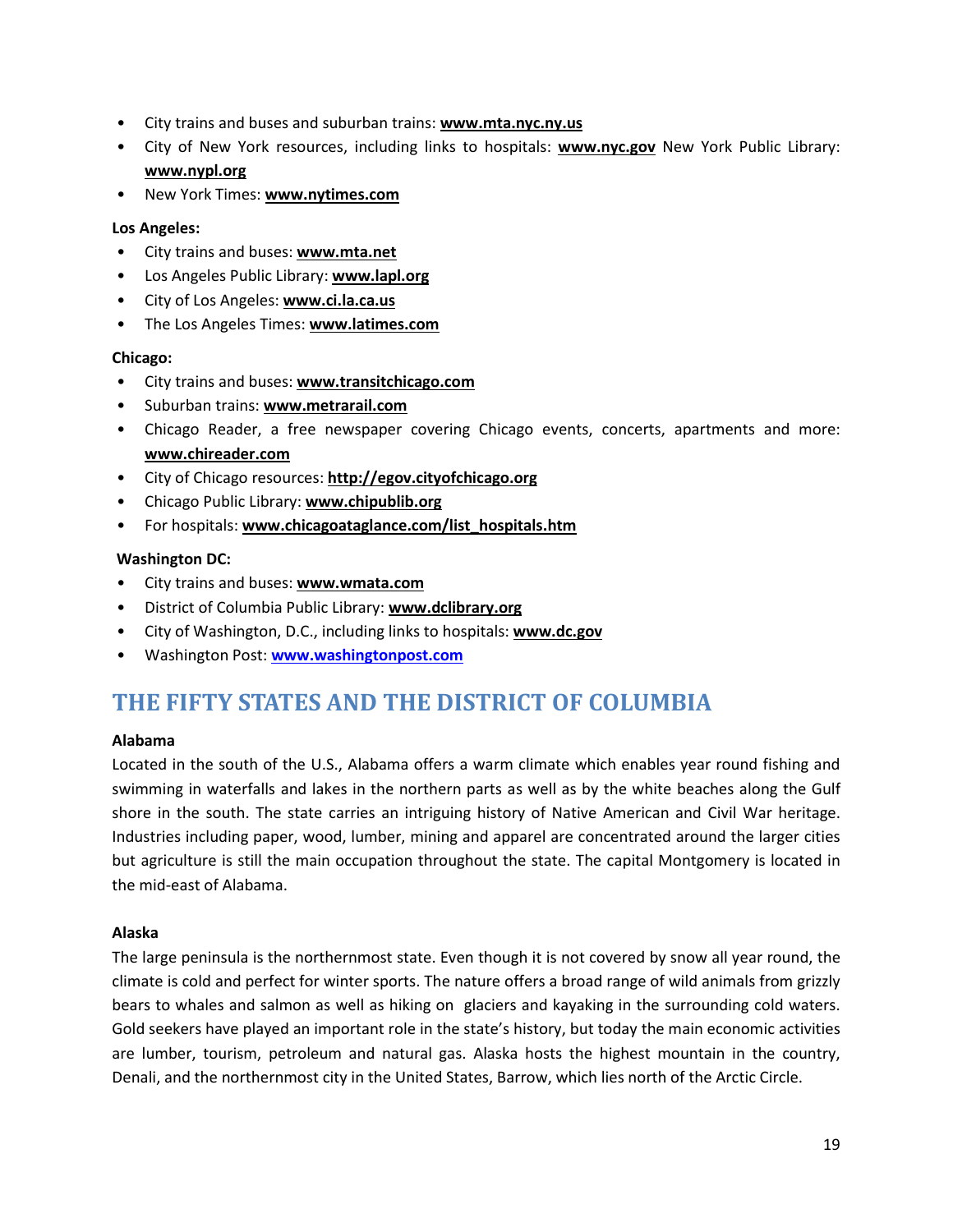- City trains and buses and suburban trains: **www.mta.nyc.ny.us**
- City of New York resources, including links to hospitals: **www.nyc.gov** New York Public Library: **www.nypl.org**
- New York Times: **www.nytimes.com**

**Los Angeles:**

- City trains and buses: **www.mta.net**
- Los Angeles Public Library: **www.lapl.org**
- City of Los Angeles: **www.ci.la.ca.us**
- The Los Angeles Times: **www.latimes.com**

**Chicago:**

- City trains and buses: **www.transitchicago.com**
- Suburban trains: **www.metrarail.com**
- Chicago Reader, a free newspaper covering Chicago events, concerts, apartments and more: **www.chireader.com**
- City of Chicago resources: **http://egov.cityofchicago.org**
- Chicago Public Library: **www.chipublib.org**
- For hospitals: **www.chicagoataglance.com/list_hospitals.htm**

**Washington DC:**

- City trains and buses: **www.wmata.com**
- District of Columbia Public Library: **www.dclibrary.org**
- City of Washington, D.C., including links to hospitals: **www.dc.gov**
- Washington Post: **www.washingtonpost.com**

## THE FIFTY STATES AND THE DISTRICT OF COLUMBIA

**Alabama**

Located in the south of the U.S., Alabama offers a warm climate which enables year round fishing and swimming in waterfalls and lakes in the northern parts as well as by the white beaches along the Gulf shore in the south. The state carries an intriguing history of Native American and Civil War heritage. Industries including paper, wood, lumber, mining and apparel are concentrated around the larger cities but agriculture is still the main occupation throughout the state. The capital Montgomery is located in the mid-east of Alabama.

**Alaska**

The large peninsula is the northernmost state. Even though it is not covered by snow all year round, the climate is cold and perfect for winter sports. The nature offers a broad range of wild animals from grizzly bears to whales and salmon as well as hiking on glaciers and kayaking in the surrounding cold waters. Gold seekers have played an important role in the state's history, but today the main economic activities are lumber, tourism, petroleum and natural gas. Alaska hosts the highest mountain in the country, Denali, and the northernmost city in the United States, Barrow, which lies north of the Arctic Circle.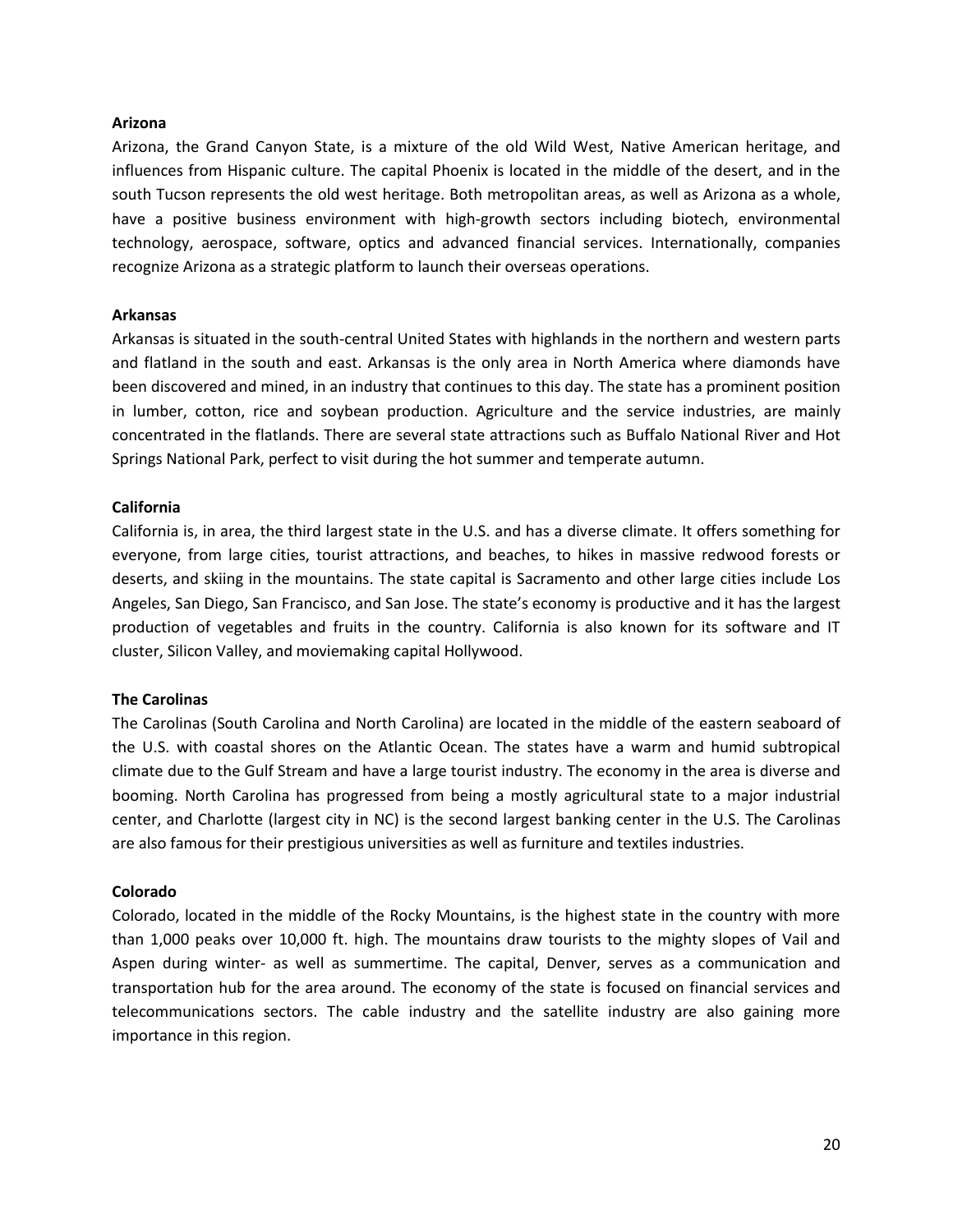**Arizona**

Arizona, the Grand Canyon State, is a mixture of the old Wild West, Native American heritage, and influences from Hispanic culture. The capital Phoenix is located in the middle of the desert, and in the south Tucson represents the old west heritage. Both metropolitan areas, as well as Arizona as a whole, have a positive business environment with high-growth sectors including biotech, environmental technology, aerospace, software, optics and advanced financial services. Internationally, companies recognize Arizona as a strategic platform to launch their overseas operations.

**Arkansas**

Arkansas is situated in the south-central United States with highlands in the northern and western parts and flatland in the south and east. Arkansas is the only area in North America where diamonds have been discovered and mined, in an industry that continues to this day. The state has a prominent position in lumber, cotton, rice and soybean production. Agriculture and the service industries, are mainly concentrated in the flatlands. There are several state attractions such as Buffalo National River and Hot Springs National Park, perfect to visit during the hot summer and temperate autumn.

**California**

California is, in area, the third largest state in the U.S. and has a diverse climate. It offers something for everyone, from large cities, tourist attractions, and beaches, to hikes in massive redwood forests or deserts, and skiing in the mountains. The state capital is Sacramento and other large cities include Los Angeles, San Diego, San Francisco, and San Jose. The state's economy is productive and it has the largest production of vegetables and fruits in the country. California is also known for its software and IT cluster, Silicon Valley, and moviemaking capital Hollywood.

**The Carolinas**

The Carolinas (South Carolina and North Carolina) are located in the middle of the eastern seaboard of the U.S. with coastal shores on the Atlantic Ocean. The states have a warm and humid subtropical climate due to the Gulf Stream and have a large tourist industry. The economy in the area is diverse and booming. North Carolina has progressed from being a mostly agricultural state to a major industrial center, and Charlotte (largest city in NC) is the second largest banking center in the U.S. The Carolinas are also famous for their prestigious universities as well as furniture and textiles industries.

**Colorado**

Colorado, located in the middle of the Rocky Mountains, is the highest state in the country with more than 1,000 peaks over 10,000 ft. high. The mountains draw tourists to the mighty slopes of Vail and Aspen during winter- as well as summertime. The capital, Denver, serves as a communication and transportation hub for the area around. The economy of the state is focused on financial services and telecommunications sectors. The cable industry and the satellite industry are also gaining more importance in this region.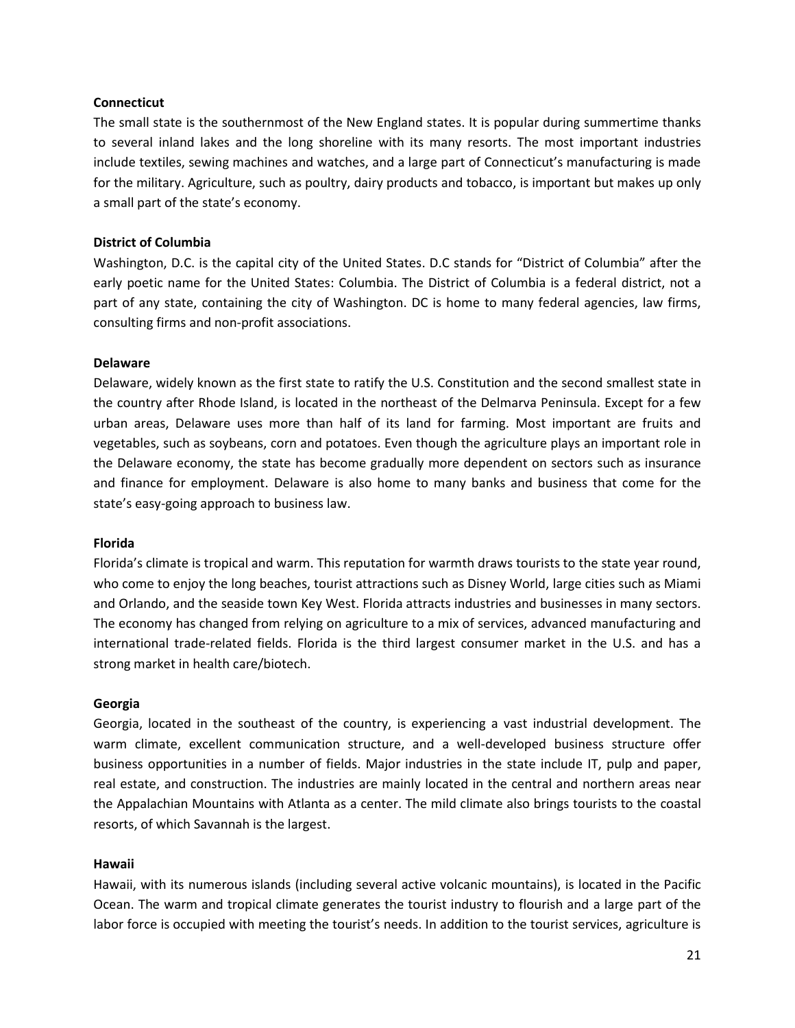**Connecticut**

The small state is the southernmost of the New England states. It is popular during summertime thanks to several inland lakes and the long shoreline with its many resorts. The most important industries include textiles, sewing machines and watches, and a large part of Connecticut's manufacturing is made for the military. Agriculture, such as poultry, dairy products and tobacco, is important but makes up only a small part of the state's economy.

**District of Columbia**

Washington, D.C. is the capital city of the United States. D.C stands for "District of Columbia" after the early poetic name for the United States: Columbia. The District of Columbia is a federal district, not a part of any state, containing the city of Washington. DC is home to many federal agencies, law firms, consulting firms and non-profit associations.

**Delaware**

Delaware, widely known as the first state to ratify the U.S. Constitution and the second smallest state in the country after Rhode Island, is located in the northeast of the Delmarva Peninsula. Except for a few urban areas, Delaware uses more than half of its land for farming. Most important are fruits and vegetables, such as soybeans, corn and potatoes. Even though the agriculture plays an important role in the Delaware economy, the state has become gradually more dependent on sectors such as insurance and finance for employment. Delaware is also home to many banks and business that come for the state's easy-going approach to business law.

**Florida**

Florida's climate is tropical and warm. This reputation for warmth draws tourists to the state year round, who come to enjoy the long beaches, tourist attractions such as Disney World, large cities such as Miami and Orlando, and the seaside town Key West. Florida attracts industries and businesses in many sectors. The economy has changed from relying on agriculture to a mix of services, advanced manufacturing and international trade-related fields. Florida is the third largest consumer market in the U.S. and has a strong market in health care/biotech.

**Georgia**

Georgia, located in the southeast of the country, is experiencing a vast industrial development. The warm climate, excellent communication structure, and a well-developed business structure offer business opportunities in a number of fields. Major industries in the state include IT, pulp and paper, real estate, and construction. The industries are mainly located in the central and northern areas near the Appalachian Mountains with Atlanta as a center. The mild climate also brings tourists to the coastal resorts, of which Savannah is the largest.

**Hawaii**

Hawaii, with its numerous islands (including several active volcanic mountains), is located in the Pacific Ocean. The warm and tropical climate generates the tourist industry to flourish and a large part of the labor force is occupied with meeting the tourist's needs. In addition to the tourist services, agriculture is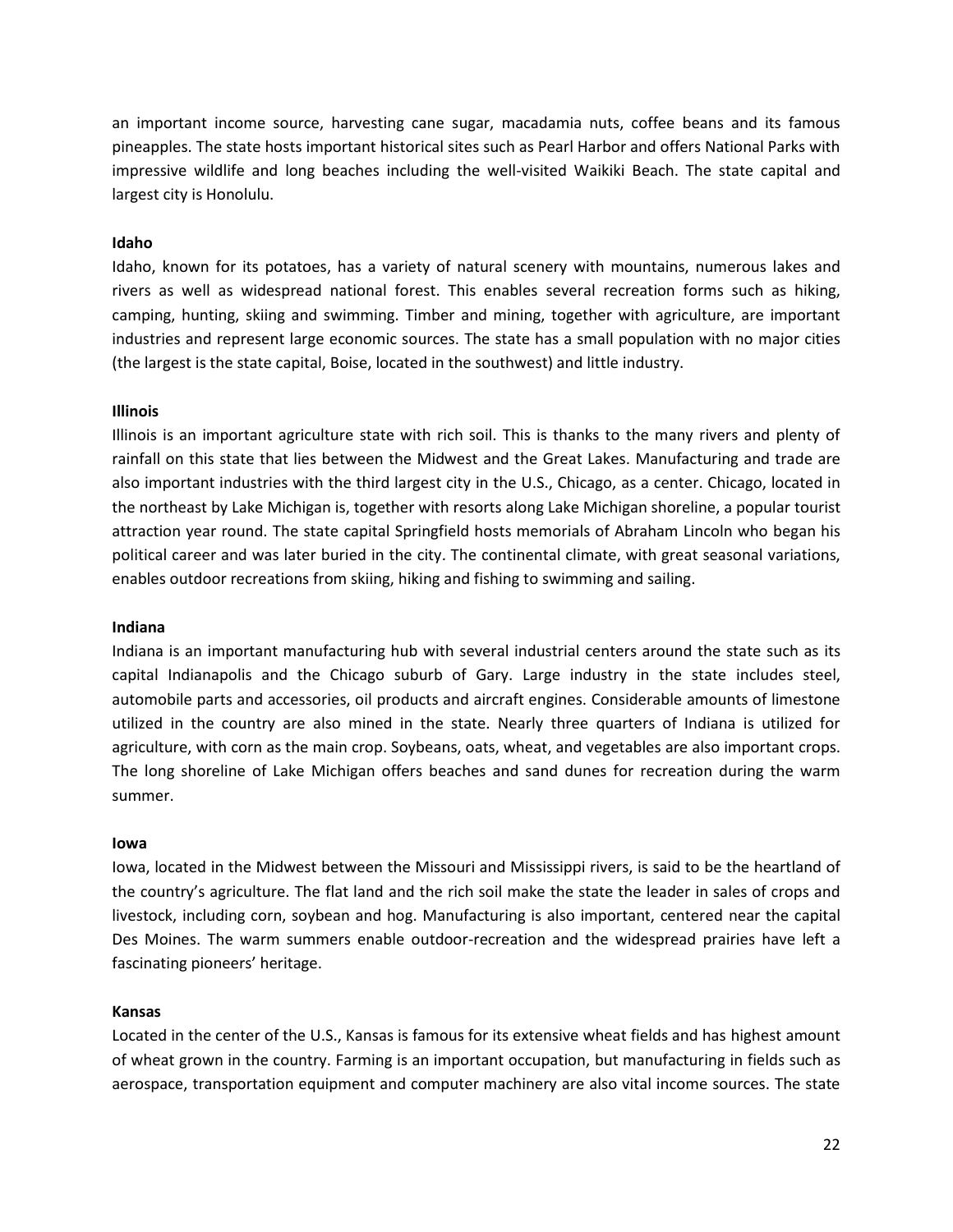an important income source, harvesting cane sugar, macadamia nuts, coffee beans and its famous pineapples. The state hosts important historical sites such as Pearl Harbor and offers National Parks with impressive wildlife and long beaches including the well-visited Waikiki Beach. The state capital and largest city is Honolulu.

**Idaho**

Idaho, known for its potatoes, has a variety of natural scenery with mountains, numerous lakes and rivers as well as widespread national forest. This enables several recreation forms such as hiking, camping, hunting, skiing and swimming. Timber and mining, together with agriculture, are important industries and represent large economic sources. The state has a small population with no major cities (the largest is the state capital, Boise, located in the southwest) and little industry.

**Illinois**

Illinois is an important agriculture state with rich soil. This is thanks to the many rivers and plenty of rainfall on this state that lies between the Midwest and the Great Lakes. Manufacturing and trade are also important industries with the third largest city in the U.S., Chicago, as a center. Chicago, located in the northeast by Lake Michigan is, together with resorts along Lake Michigan shoreline, a popular tourist attraction year round. The state capital Springfield hosts memorials of Abraham Lincoln who began his political career and was later buried in the city. The continental climate, with great seasonal variations, enables outdoor recreations from skiing, hiking and fishing to swimming and sailing.

**Indiana**

Indiana is an important manufacturing hub with several industrial centers around the state such as its capital Indianapolis and the Chicago suburb of Gary. Large industry in the state includes steel, automobile parts and accessories, oil products and aircraft engines. Considerable amounts of limestone utilized in the country are also mined in the state. Nearly three quarters of Indiana is utilized for agriculture, with corn as the main crop. Soybeans, oats, wheat, and vegetables are also important crops. The long shoreline of Lake Michigan offers beaches and sand dunes for recreation during the warm summer.

**Iowa**

Iowa, located in the Midwest between the Missouri and Mississippi rivers, is said to be the heartland of the country's agriculture. The flat land and the rich soil make the state the leader in sales of crops and livestock, including corn, soybean and hog. Manufacturing is also important, centered near the capital Des Moines. The warm summers enable outdoor-recreation and the widespread prairies have left a fascinating pioneers' heritage.

**Kansas**

Located in the center of the U.S., Kansas is famous for its extensive wheat fields and has highest amount of wheat grown in the country. Farming is an important occupation, but manufacturing in fields such as aerospace, transportation equipment and computer machinery are also vital income sources. The state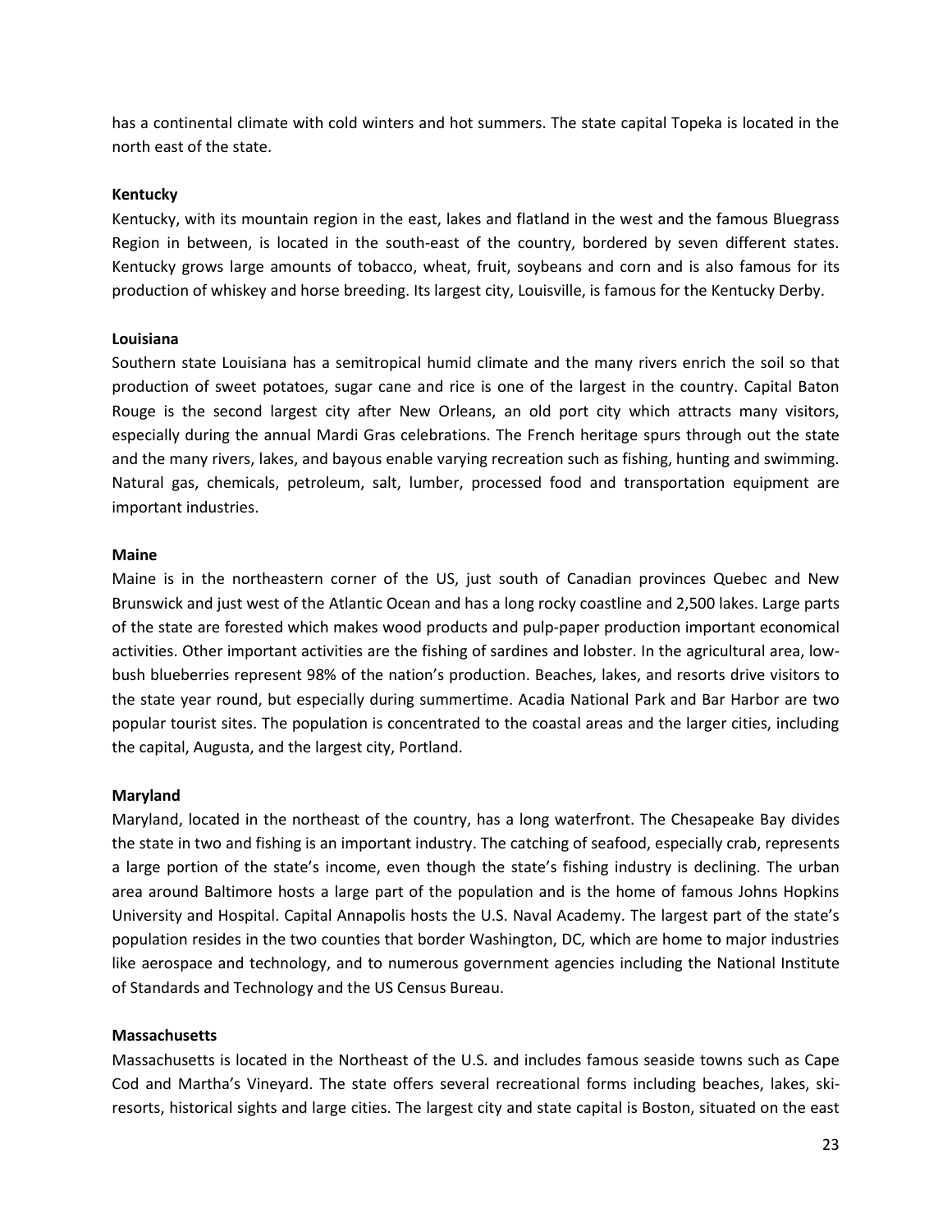has a continental climate with cold winters and hot summers. The state capital Topeka is located in the north east of the state.

**Kentucky**

Kentucky, with its mountain region in the east, lakes and flatland in the west and the famous Bluegrass Region in between, is located in the south-east of the country, bordered by seven different states. Kentucky grows large amounts of tobacco, wheat, fruit, soybeans and corn and is also famous for its production of whiskey and horse breeding. Its largest city, Louisville, is famous for the Kentucky Derby.

**Louisiana**

Southern state Louisiana has a semitropical humid climate and the many rivers enrich the soil so that production of sweet potatoes, sugar cane and rice is one of the largest in the country. Capital Baton Rouge is the second largest city after New Orleans, an old port city which attracts many visitors, especially during the annual Mardi Gras celebrations. The French heritage spurs through out the state and the many rivers, lakes, and bayous enable varying recreation such as fishing, hunting and swimming. Natural gas, chemicals, petroleum, salt, lumber, processed food and transportation equipment are important industries.

**Maine**

Maine is in the northeastern corner of the US, just south of Canadian provinces Quebec and New Brunswick and just west of the Atlantic Ocean and has a long rocky coastline and 2,500 lakes. Large parts of the state are forested which makes wood products and pulp-paper production important economical activities. Other important activities are the fishing of sardines and lobster. In the agricultural area, low-bush blueberries represent 98% of the nation's production. Beaches, lakes, and resorts drive visitors to the state year round, but especially during summertime. Acadia National Park and Bar Harbor are two popular tourist sites. The population is concentrated to the coastal areas and the larger cities, including the capital, Augusta, and the largest city, Portland.

**Maryland**

Maryland, located in the northeast of the country, has a long waterfront. The Chesapeake Bay divides the state in two and fishing is an important industry. The catching of seafood, especially crab, represents a large portion of the state's income, even though the state's fishing industry is declining. The urban area around Baltimore hosts a large part of the population and is the home of famous Johns Hopkins University and Hospital. Capital Annapolis hosts the U.S. Naval Academy. The largest part of the state's population resides in the two counties that border Washington, DC, which are home to major industries like aerospace and technology, and to numerous government agencies including the National Institute of Standards and Technology and the US Census Bureau.

**Massachusetts**

Massachusetts is located in the Northeast of the U.S. and includes famous seaside towns such as Cape Cod and Martha's Vineyard. The state offers several recreational forms including beaches, lakes, ski-resorts, historical sights and large cities. The largest city and state capital is Boston, situated on the east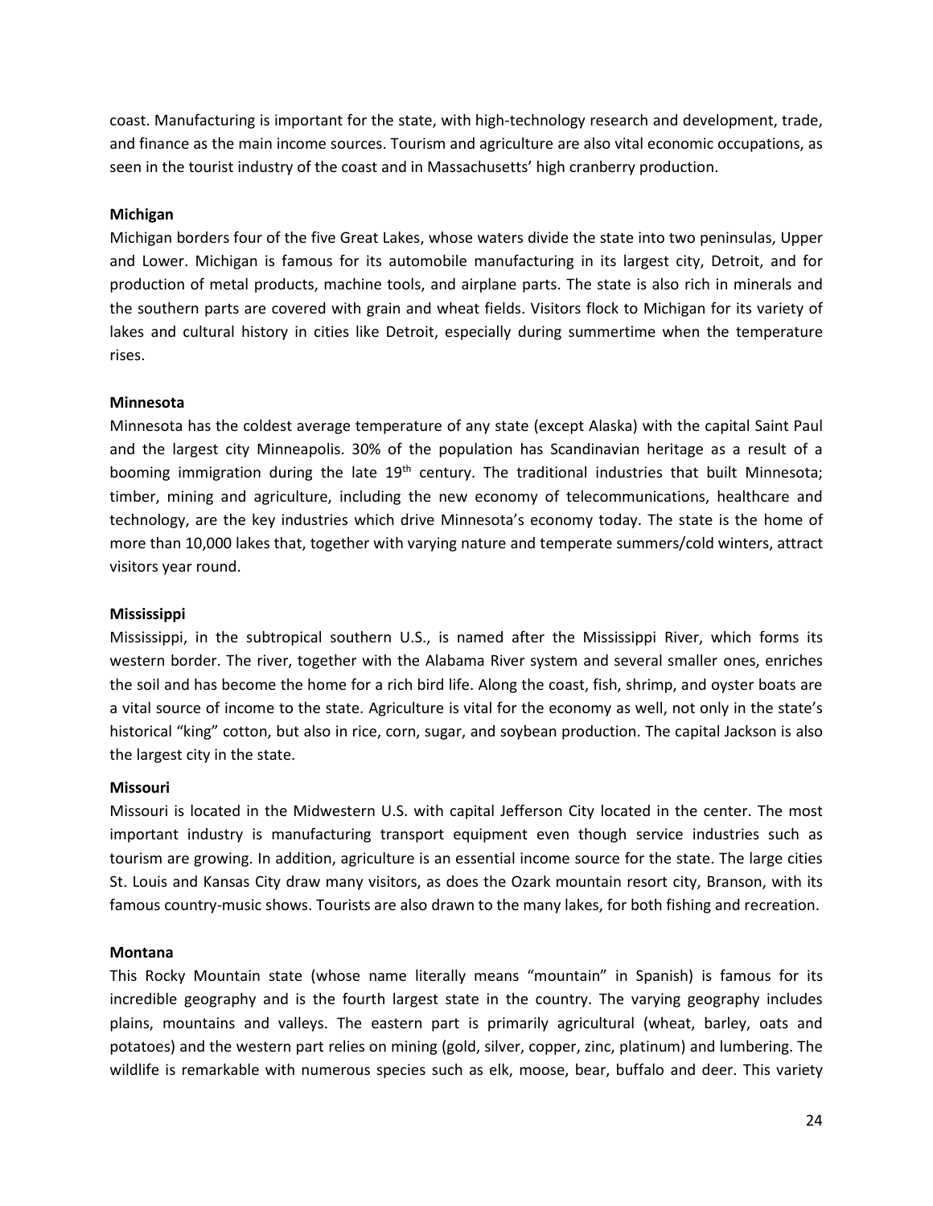coast. Manufacturing is important for the state, with high-technology research and development, trade, and finance as the main income sources. Tourism and agriculture are also vital economic occupations, as seen in the tourist industry of the coast and in Massachusetts' high cranberry production.

**Michigan**

Michigan borders four of the five Great Lakes, whose waters divide the state into two peninsulas, Upper and Lower. Michigan is famous for its automobile manufacturing in its largest city, Detroit, and for production of metal products, machine tools, and airplane parts. The state is also rich in minerals and the southern parts are covered with grain and wheat fields. Visitors flock to Michigan for its variety of lakes and cultural history in cities like Detroit, especially during summertime when the temperature rises.

**Minnesota**

Minnesota has the coldest average temperature of any state (except Alaska) with the capital Saint Paul and the largest city Minneapolis. 30% of the population has Scandinavian heritage as a result of a booming immigration during the late 19th century. The traditional industries that built Minnesota; timber, mining and agriculture, including the new economy of telecommunications, healthcare and technology, are the key industries which drive Minnesota's economy today. The state is the home of more than 10,000 lakes that, together with varying nature and temperate summers/cold winters, attract visitors year round.

**Mississippi**

Mississippi, in the subtropical southern U.S., is named after the Mississippi River, which forms its western border. The river, together with the Alabama River system and several smaller ones, enriches the soil and has become the home for a rich bird life. Along the coast, fish, shrimp, and oyster boats are a vital source of income to the state. Agriculture is vital for the economy as well, not only in the state's historical "king" cotton, but also in rice, corn, sugar, and soybean production. The capital Jackson is also the largest city in the state.

**Missouri**

Missouri is located in the Midwestern U.S. with capital Jefferson City located in the center. The most important industry is manufacturing transport equipment even though service industries such as tourism are growing. In addition, agriculture is an essential income source for the state. The large cities St. Louis and Kansas City draw many visitors, as does the Ozark mountain resort city, Branson, with its famous country-music shows. Tourists are also drawn to the many lakes, for both fishing and recreation.

**Montana**

This Rocky Mountain state (whose name literally means "mountain" in Spanish) is famous for its incredible geography and is the fourth largest state in the country. The varying geography includes plains, mountains and valleys. The eastern part is primarily agricultural (wheat, barley, oats and potatoes) and the western part relies on mining (gold, silver, copper, zinc, platinum) and lumbering. The wildlife is remarkable with numerous species such as elk, moose, bear, buffalo and deer. This variety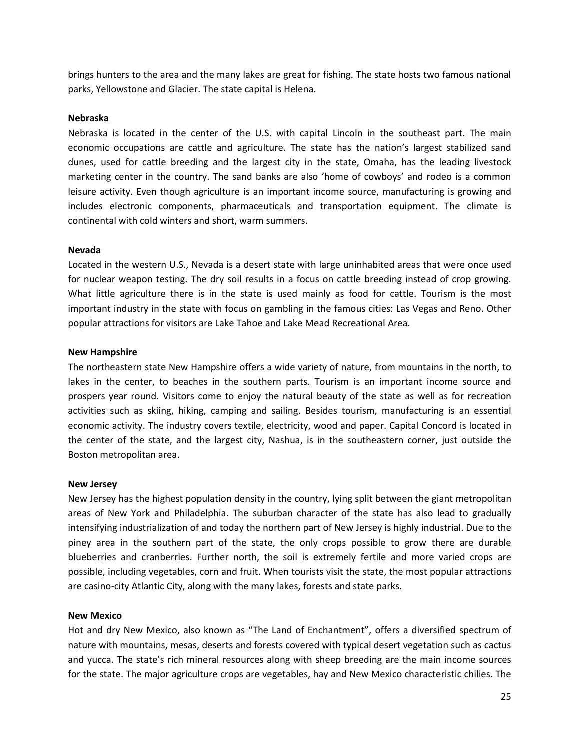brings hunters to the area and the many lakes are great for fishing. The state hosts two famous national parks, Yellowstone and Glacier. The state capital is Helena.

**Nebraska**

Nebraska is located in the center of the U.S. with capital Lincoln in the southeast part. The main economic occupations are cattle and agriculture. The state has the nation's largest stabilized sand dunes, used for cattle breeding and the largest city in the state, Omaha, has the leading livestock marketing center in the country. The sand banks are also 'home of cowboys' and rodeo is a common leisure activity. Even though agriculture is an important income source, manufacturing is growing and includes electronic components, pharmaceuticals and transportation equipment. The climate is continental with cold winters and short, warm summers.

**Nevada**

Located in the western U.S., Nevada is a desert state with large uninhabited areas that were once used for nuclear weapon testing. The dry soil results in a focus on cattle breeding instead of crop growing. What little agriculture there is in the state is used mainly as food for cattle. Tourism is the most important industry in the state with focus on gambling in the famous cities: Las Vegas and Reno. Other popular attractions for visitors are Lake Tahoe and Lake Mead Recreational Area.

**New Hampshire**

The northeastern state New Hampshire offers a wide variety of nature, from mountains in the north, to lakes in the center, to beaches in the southern parts. Tourism is an important income source and prospers year round. Visitors come to enjoy the natural beauty of the state as well as for recreation activities such as skiing, hiking, camping and sailing. Besides tourism, manufacturing is an essential economic activity. The industry covers textile, electricity, wood and paper. Capital Concord is located in the center of the state, and the largest city, Nashua, is in the southeastern corner, just outside the Boston metropolitan area.

**New Jersey**

New Jersey has the highest population density in the country, lying split between the giant metropolitan areas of New York and Philadelphia. The suburban character of the state has also lead to gradually intensifying industrialization of and today the northern part of New Jersey is highly industrial. Due to the piney area in the southern part of the state, the only crops possible to grow there are durable blueberries and cranberries. Further north, the soil is extremely fertile and more varied crops are possible, including vegetables, corn and fruit. When tourists visit the state, the most popular attractions are casino-city Atlantic City, along with the many lakes, forests and state parks.

**New Mexico**

Hot and dry New Mexico, also known as "The Land of Enchantment", offers a diversified spectrum of nature with mountains, mesas, deserts and forests covered with typical desert vegetation such as cactus and yucca. The state's rich mineral resources along with sheep breeding are the main income sources for the state. The major agriculture crops are vegetables, hay and New Mexico characteristic chilies. The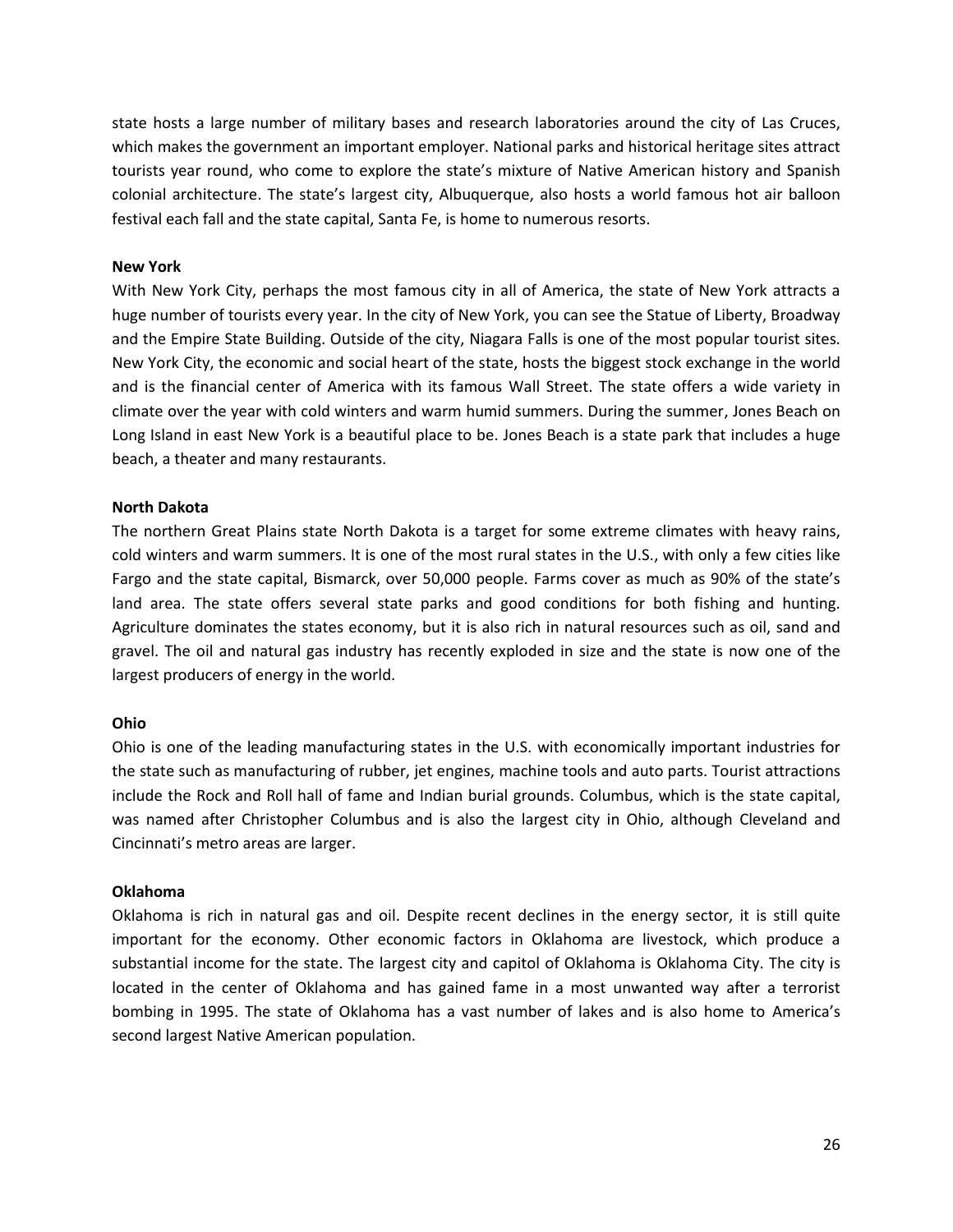state hosts a large number of military bases and research laboratories around the city of Las Cruces, which makes the government an important employer. National parks and historical heritage sites attract tourists year round, who come to explore the state's mixture of Native American history and Spanish colonial architecture. The state's largest city, Albuquerque, also hosts a world famous hot air balloon festival each fall and the state capital, Santa Fe, is home to numerous resorts.

**New York**

With New York City, perhaps the most famous city in all of America, the state of New York attracts a huge number of tourists every year. In the city of New York, you can see the Statue of Liberty, Broadway and the Empire State Building. Outside of the city, Niagara Falls is one of the most popular tourist sites. New York City, the economic and social heart of the state, hosts the biggest stock exchange in the world and is the financial center of America with its famous Wall Street. The state offers a wide variety in climate over the year with cold winters and warm humid summers. During the summer, Jones Beach on Long Island in east New York is a beautiful place to be. Jones Beach is a state park that includes a huge beach, a theater and many restaurants.

**North Dakota**

The northern Great Plains state North Dakota is a target for some extreme climates with heavy rains, cold winters and warm summers. It is one of the most rural states in the U.S., with only a few cities like Fargo and the state capital, Bismarck, over 50,000 people. Farms cover as much as 90% of the state's land area. The state offers several state parks and good conditions for both fishing and hunting. Agriculture dominates the states economy, but it is also rich in natural resources such as oil, sand and gravel. The oil and natural gas industry has recently exploded in size and the state is now one of the largest producers of energy in the world.

**Ohio**

Ohio is one of the leading manufacturing states in the U.S. with economically important industries for the state such as manufacturing of rubber, jet engines, machine tools and auto parts. Tourist attractions include the Rock and Roll hall of fame and Indian burial grounds. Columbus, which is the state capital, was named after Christopher Columbus and is also the largest city in Ohio, although Cleveland and Cincinnati's metro areas are larger.

**Oklahoma**

Oklahoma is rich in natural gas and oil. Despite recent declines in the energy sector, it is still quite important for the economy. Other economic factors in Oklahoma are livestock, which produce a substantial income for the state. The largest city and capitol of Oklahoma is Oklahoma City. The city is located in the center of Oklahoma and has gained fame in a most unwanted way after a terrorist bombing in 1995. The state of Oklahoma has a vast number of lakes and is also home to America's second largest Native American population.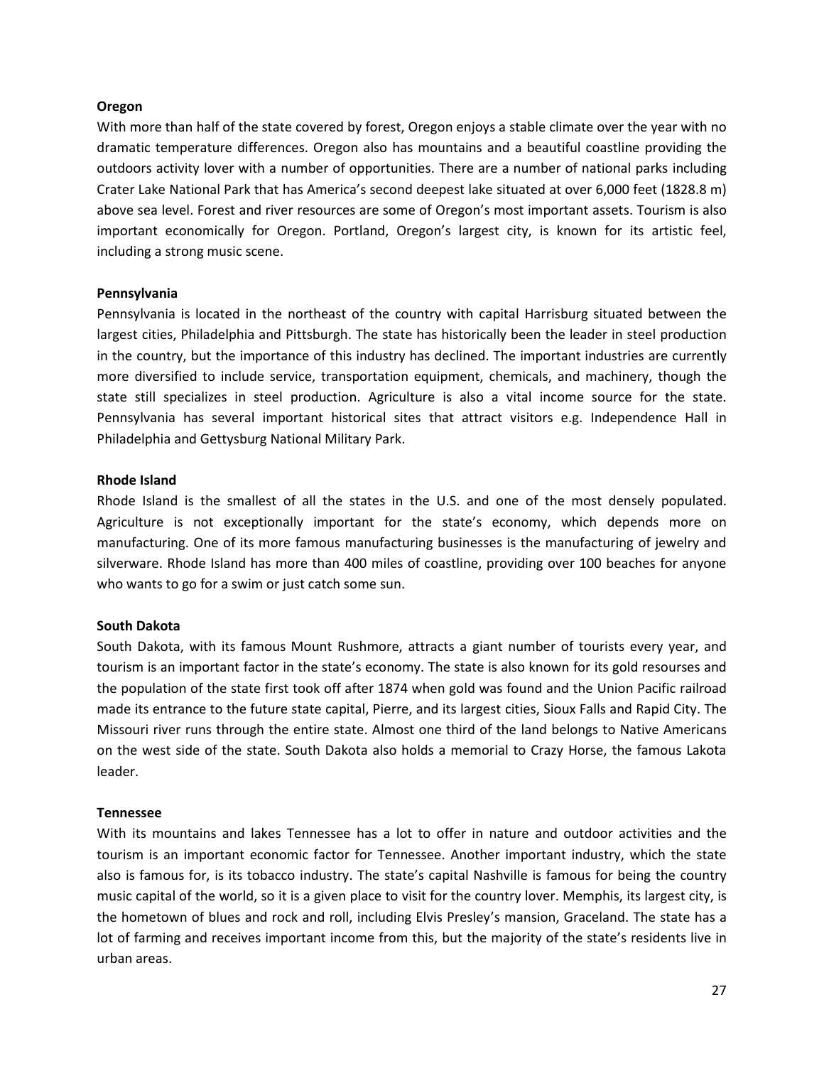**Oregon**

With more than half of the state covered by forest, Oregon enjoys a stable climate over the year with no dramatic temperature differences. Oregon also has mountains and a beautiful coastline providing the outdoors activity lover with a number of opportunities. There are a number of national parks including Crater Lake National Park that has America's second deepest lake situated at over 6,000 feet (1828.8 m) above sea level. Forest and river resources are some of Oregon's most important assets. Tourism is also important economically for Oregon. Portland, Oregon's largest city, is known for its artistic feel, including a strong music scene.

**Pennsylvania**

Pennsylvania is located in the northeast of the country with capital Harrisburg situated between the largest cities, Philadelphia and Pittsburgh. The state has historically been the leader in steel production in the country, but the importance of this industry has declined. The important industries are currently more diversified to include service, transportation equipment, chemicals, and machinery, though the state still specializes in steel production. Agriculture is also a vital income source for the state. Pennsylvania has several important historical sites that attract visitors e.g. Independence Hall in Philadelphia and Gettysburg National Military Park.

**Rhode Island**

Rhode Island is the smallest of all the states in the U.S. and one of the most densely populated. Agriculture is not exceptionally important for the state's economy, which depends more on manufacturing. One of its more famous manufacturing businesses is the manufacturing of jewelry and silverware. Rhode Island has more than 400 miles of coastline, providing over 100 beaches for anyone who wants to go for a swim or just catch some sun.

**South Dakota**

South Dakota, with its famous Mount Rushmore, attracts a giant number of tourists every year, and tourism is an important factor in the state's economy. The state is also known for its gold resourses and the population of the state first took off after 1874 when gold was found and the Union Pacific railroad made its entrance to the future state capital, Pierre, and its largest cities, Sioux Falls and Rapid City. The Missouri river runs through the entire state. Almost one third of the land belongs to Native Americans on the west side of the state. South Dakota also holds a memorial to Crazy Horse, the famous Lakota leader.

**Tennessee**

With its mountains and lakes Tennessee has a lot to offer in nature and outdoor activities and the tourism is an important economic factor for Tennessee. Another important industry, which the state also is famous for, is its tobacco industry. The state's capital Nashville is famous for being the country music capital of the world, so it is a given place to visit for the country lover. Memphis, its largest city, is the hometown of blues and rock and roll, including Elvis Presley's mansion, Graceland. The state has a lot of farming and receives important income from this, but the majority of the state's residents live in urban areas.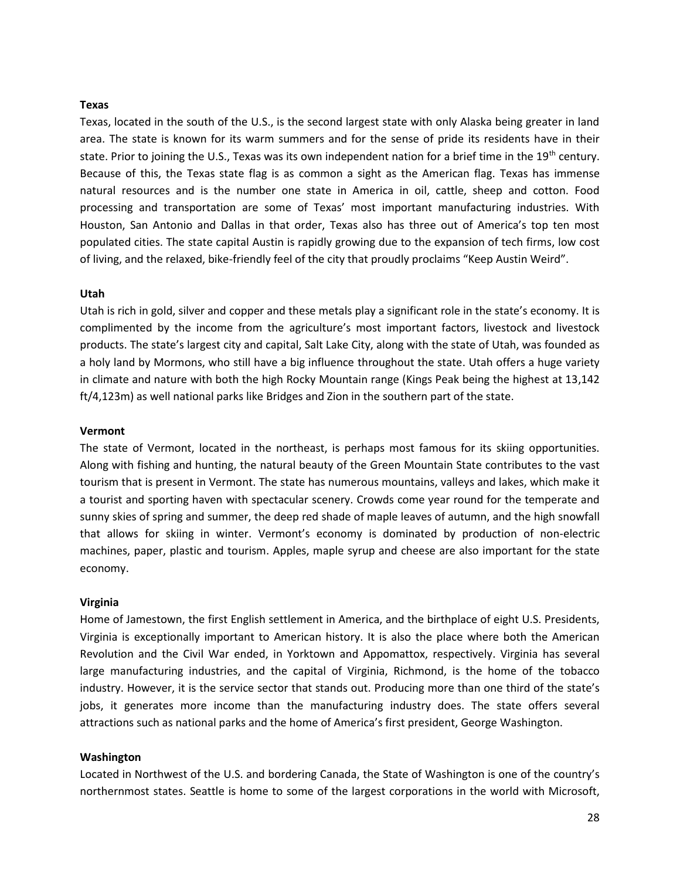**Texas**

Texas, located in the south of the U.S., is the second largest state with only Alaska being greater in land area. The state is known for its warm summers and for the sense of pride its residents have in their state. Prior to joining the U.S., Texas was its own independent nation for a brief time in the 19th century. Because of this, the Texas state flag is as common a sight as the American flag. Texas has immense natural resources and is the number one state in America in oil, cattle, sheep and cotton. Food processing and transportation are some of Texas' most important manufacturing industries. With Houston, San Antonio and Dallas in that order, Texas also has three out of America's top ten most populated cities. The state capital Austin is rapidly growing due to the expansion of tech firms, low cost of living, and the relaxed, bike-friendly feel of the city that proudly proclaims "Keep Austin Weird".

**Utah**

Utah is rich in gold, silver and copper and these metals play a significant role in the state's economy. It is complimented by the income from the agriculture's most important factors, livestock and livestock products. The state's largest city and capital, Salt Lake City, along with the state of Utah, was founded as a holy land by Mormons, who still have a big influence throughout the state. Utah offers a huge variety in climate and nature with both the high Rocky Mountain range (Kings Peak being the highest at 13,142 ft/4,123m) as well national parks like Bridges and Zion in the southern part of the state.

**Vermont**

The state of Vermont, located in the northeast, is perhaps most famous for its skiing opportunities. Along with fishing and hunting, the natural beauty of the Green Mountain State contributes to the vast tourism that is present in Vermont. The state has numerous mountains, valleys and lakes, which make it a tourist and sporting haven with spectacular scenery. Crowds come year round for the temperate and sunny skies of spring and summer, the deep red shade of maple leaves of autumn, and the high snowfall that allows for skiing in winter. Vermont's economy is dominated by production of non-electric machines, paper, plastic and tourism. Apples, maple syrup and cheese are also important for the state economy.

**Virginia**

Home of Jamestown, the first English settlement in America, and the birthplace of eight U.S. Presidents, Virginia is exceptionally important to American history. It is also the place where both the American Revolution and the Civil War ended, in Yorktown and Appomattox, respectively. Virginia has several large manufacturing industries, and the capital of Virginia, Richmond, is the home of the tobacco industry. However, it is the service sector that stands out. Producing more than one third of the state's jobs, it generates more income than the manufacturing industry does. The state offers several attractions such as national parks and the home of America's first president, George Washington.

**Washington**

Located in Northwest of the U.S. and bordering Canada, the State of Washington is one of the country's northernmost states. Seattle is home to some of the largest corporations in the world with Microsoft,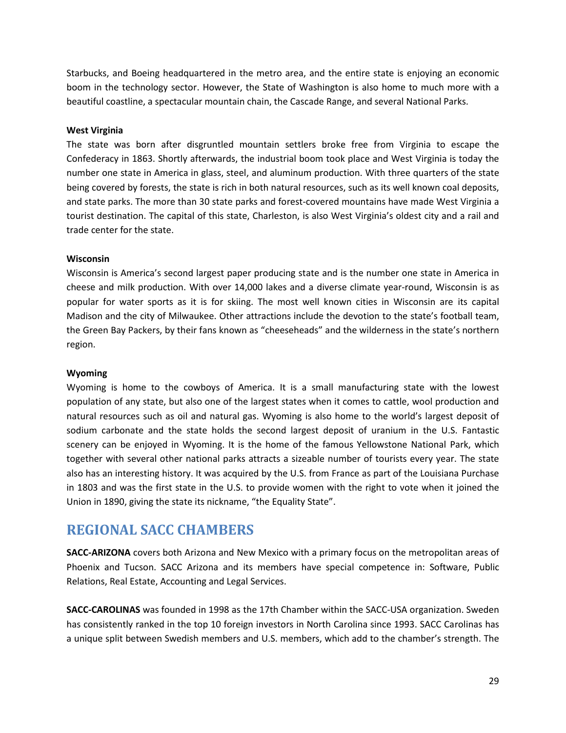Starbucks, and Boeing headquartered in the metro area, and the entire state is enjoying an economic boom in the technology sector. However, the State of Washington is also home to much more with a beautiful coastline, a spectacular mountain chain, the Cascade Range, and several National Parks.

**West Virginia**

The state was born after disgruntled mountain settlers broke free from Virginia to escape the Confederacy in 1863. Shortly afterwards, the industrial boom took place and West Virginia is today the number one state in America in glass, steel, and aluminum production. With three quarters of the state being covered by forests, the state is rich in both natural resources, such as its well known coal deposits, and state parks. The more than 30 state parks and forest-covered mountains have made West Virginia a tourist destination. The capital of this state, Charleston, is also West Virginia's oldest city and a rail and trade center for the state.

**Wisconsin**

Wisconsin is America's second largest paper producing state and is the number one state in America in cheese and milk production. With over 14,000 lakes and a diverse climate year-round, Wisconsin is as popular for water sports as it is for skiing. The most well known cities in Wisconsin are its capital Madison and the city of Milwaukee. Other attractions include the devotion to the state's football team, the Green Bay Packers, by their fans known as "cheeseheads" and the wilderness in the state's northern region.

**Wyoming**

Wyoming is home to the cowboys of America. It is a small manufacturing state with the lowest population of any state, but also one of the largest states when it comes to cattle, wool production and natural resources such as oil and natural gas. Wyoming is also home to the world's largest deposit of sodium carbonate and the state holds the second largest deposit of uranium in the U.S. Fantastic scenery can be enjoyed in Wyoming. It is the home of the famous Yellowstone National Park, which together with several other national parks attracts a sizeable number of tourists every year. The state also has an interesting history. It was acquired by the U.S. from France as part of the Louisiana Purchase in 1803 and was the first state in the U.S. to provide women with the right to vote when it joined the Union in 1890, giving the state its nickname, "the Equality State".

# REGIONAL SACC CHAMBERS

**SACC-ARIZONA** covers both Arizona and New Mexico with a primary focus on the metropolitan areas of Phoenix and Tucson. SACC Arizona and its members have special competence in: Software, Public Relations, Real Estate, Accounting and Legal Services.

**SACC-CAROLINAS** was founded in 1998 as the 17th Chamber within the SACC-USA organization. Sweden has consistently ranked in the top 10 foreign investors in North Carolina since 1993. SACC Carolinas has a unique split between Swedish members and U.S. members, which add to the chamber's strength. The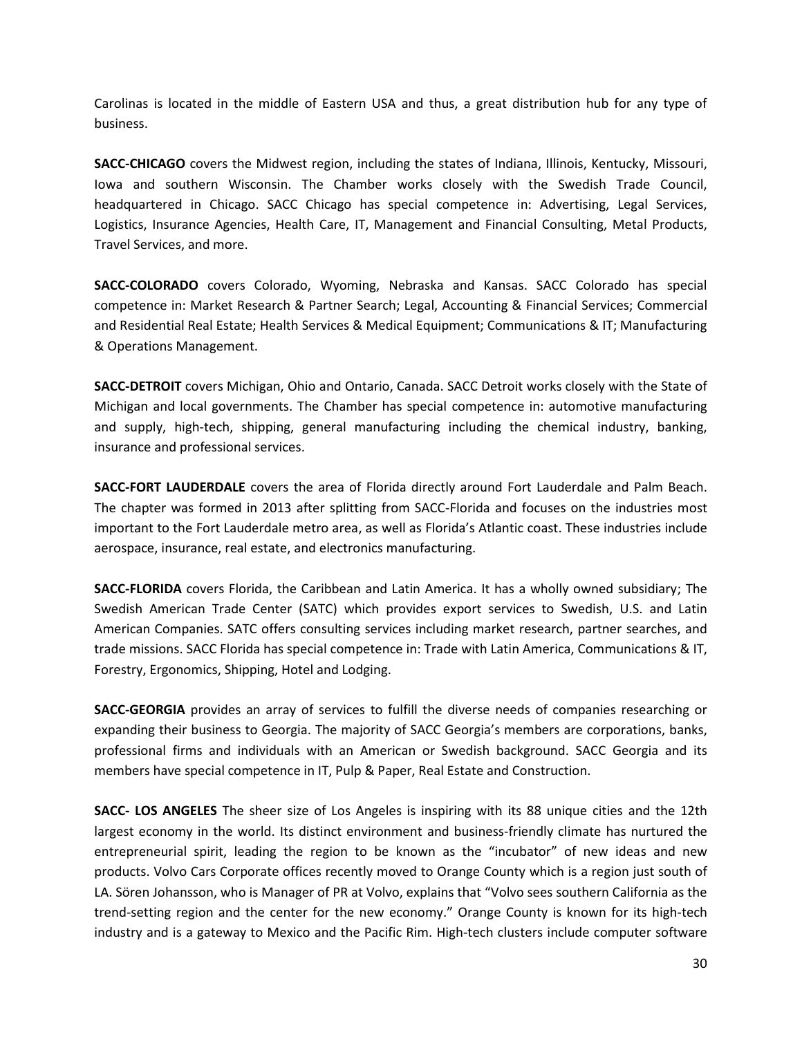Carolinas is located in the middle of Eastern USA and thus, a great distribution hub for any type of business.

**SACC-CHICAGO** covers the Midwest region, including the states of Indiana, Illinois, Kentucky, Missouri, Iowa and southern Wisconsin. The Chamber works closely with the Swedish Trade Council, headquartered in Chicago. SACC Chicago has special competence in: Advertising, Legal Services, Logistics, Insurance Agencies, Health Care, IT, Management and Financial Consulting, Metal Products, Travel Services, and more.

**SACC-COLORADO** covers Colorado, Wyoming, Nebraska and Kansas. SACC Colorado has special competence in: Market Research & Partner Search; Legal, Accounting & Financial Services; Commercial and Residential Real Estate; Health Services & Medical Equipment; Communications & IT; Manufacturing & Operations Management.

**SACC-DETROIT** covers Michigan, Ohio and Ontario, Canada. SACC Detroit works closely with the State of Michigan and local governments. The Chamber has special competence in: automotive manufacturing and supply, high-tech, shipping, general manufacturing including the chemical industry, banking, insurance and professional services.

**SACC-FORT LAUDERDALE** covers the area of Florida directly around Fort Lauderdale and Palm Beach. The chapter was formed in 2013 after splitting from SACC-Florida and focuses on the industries most important to the Fort Lauderdale metro area, as well as Florida's Atlantic coast. These industries include aerospace, insurance, real estate, and electronics manufacturing.

**SACC-FLORIDA** covers Florida, the Caribbean and Latin America. It has a wholly owned subsidiary; The Swedish American Trade Center (SATC) which provides export services to Swedish, U.S. and Latin American Companies. SATC offers consulting services including market research, partner searches, and trade missions. SACC Florida has special competence in: Trade with Latin America, Communications & IT, Forestry, Ergonomics, Shipping, Hotel and Lodging.

**SACC-GEORGIA** provides an array of services to fulfill the diverse needs of companies researching or expanding their business to Georgia. The majority of SACC Georgia's members are corporations, banks, professional firms and individuals with an American or Swedish background. SACC Georgia and its members have special competence in IT, Pulp & Paper, Real Estate and Construction.

**SACC- LOS ANGELES** The sheer size of Los Angeles is inspiring with its 88 unique cities and the 12th largest economy in the world. Its distinct environment and business-friendly climate has nurtured the entrepreneurial spirit, leading the region to be known as the "incubator" of new ideas and new products. Volvo Cars Corporate offices recently moved to Orange County which is a region just south of LA. Sören Johansson, who is Manager of PR at Volvo, explains that "Volvo sees southern California as the trend-setting region and the center for the new economy." Orange County is known for its high-tech industry and is a gateway to Mexico and the Pacific Rim. High-tech clusters include computer software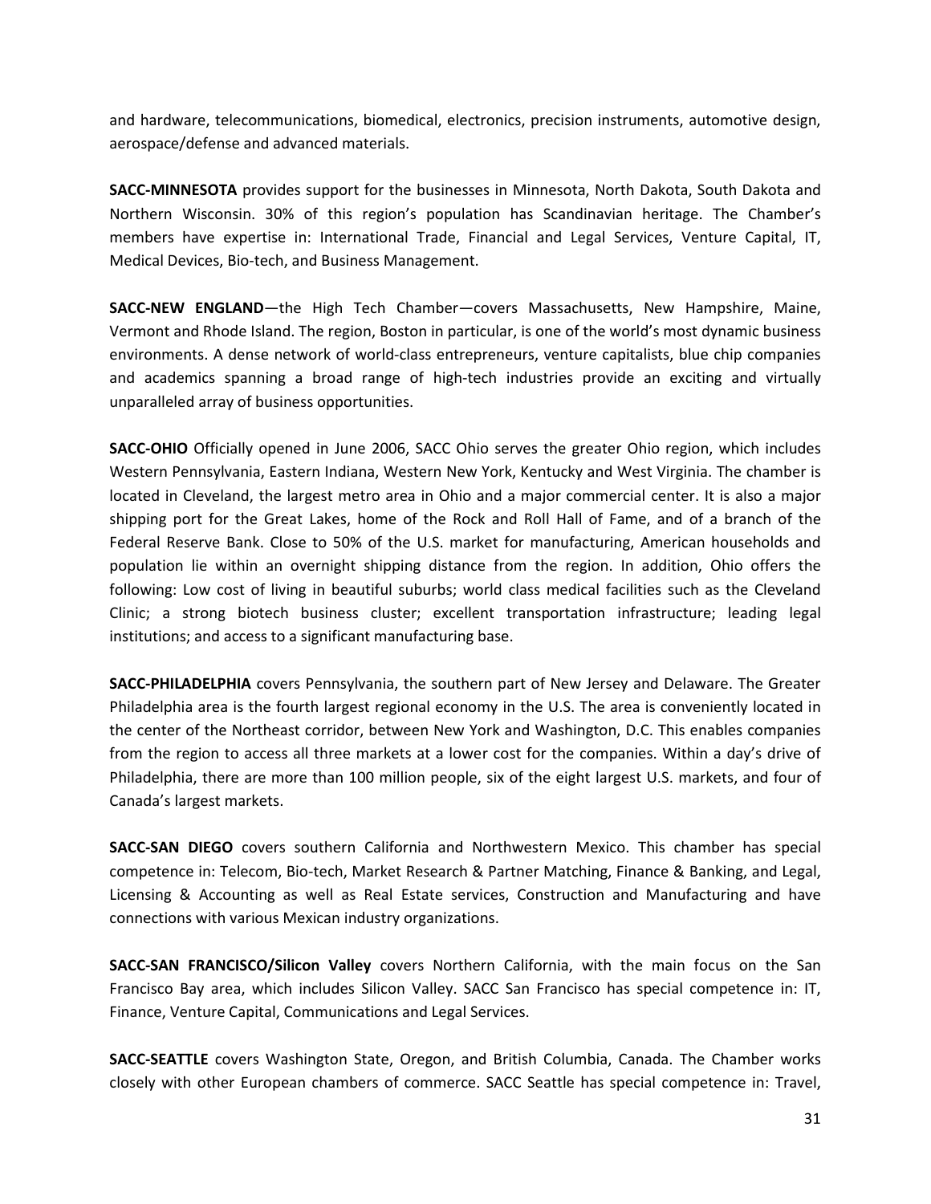and hardware, telecommunications, biomedical, electronics, precision instruments, automotive design, aerospace/defense and advanced materials.

**SACC-MINNESOTA** provides support for the businesses in Minnesota, North Dakota, South Dakota and Northern Wisconsin. 30% of this region's population has Scandinavian heritage. The Chamber's members have expertise in: International Trade, Financial and Legal Services, Venture Capital, IT, Medical Devices, Bio-tech, and Business Management.

**SACC-NEW ENGLAND**—the High Tech Chamber—covers Massachusetts, New Hampshire, Maine, Vermont and Rhode Island. The region, Boston in particular, is one of the world's most dynamic business environments. A dense network of world-class entrepreneurs, venture capitalists, blue chip companies and academics spanning a broad range of high-tech industries provide an exciting and virtually unparalleled array of business opportunities.

**SACC-OHIO** Officially opened in June 2006, SACC Ohio serves the greater Ohio region, which includes Western Pennsylvania, Eastern Indiana, Western New York, Kentucky and West Virginia. The chamber is located in Cleveland, the largest metro area in Ohio and a major commercial center. It is also a major shipping port for the Great Lakes, home of the Rock and Roll Hall of Fame, and of a branch of the Federal Reserve Bank. Close to 50% of the U.S. market for manufacturing, American households and population lie within an overnight shipping distance from the region. In addition, Ohio offers the following: Low cost of living in beautiful suburbs; world class medical facilities such as the Cleveland Clinic; a strong biotech business cluster; excellent transportation infrastructure; leading legal institutions; and access to a significant manufacturing base.

**SACC-PHILADELPHIA** covers Pennsylvania, the southern part of New Jersey and Delaware. The Greater Philadelphia area is the fourth largest regional economy in the U.S. The area is conveniently located in the center of the Northeast corridor, between New York and Washington, D.C. This enables companies from the region to access all three markets at a lower cost for the companies. Within a day's drive of Philadelphia, there are more than 100 million people, six of the eight largest U.S. markets, and four of Canada's largest markets.

**SACC-SAN DIEGO** covers southern California and Northwestern Mexico. This chamber has special competence in: Telecom, Bio-tech, Market Research & Partner Matching, Finance & Banking, and Legal, Licensing & Accounting as well as Real Estate services, Construction and Manufacturing and have connections with various Mexican industry organizations.

**SACC-SAN FRANCISCO/Silicon Valley** covers Northern California, with the main focus on the San Francisco Bay area, which includes Silicon Valley. SACC San Francisco has special competence in: IT, Finance, Venture Capital, Communications and Legal Services.

**SACC-SEATTLE** covers Washington State, Oregon, and British Columbia, Canada. The Chamber works closely with other European chambers of commerce. SACC Seattle has special competence in: Travel,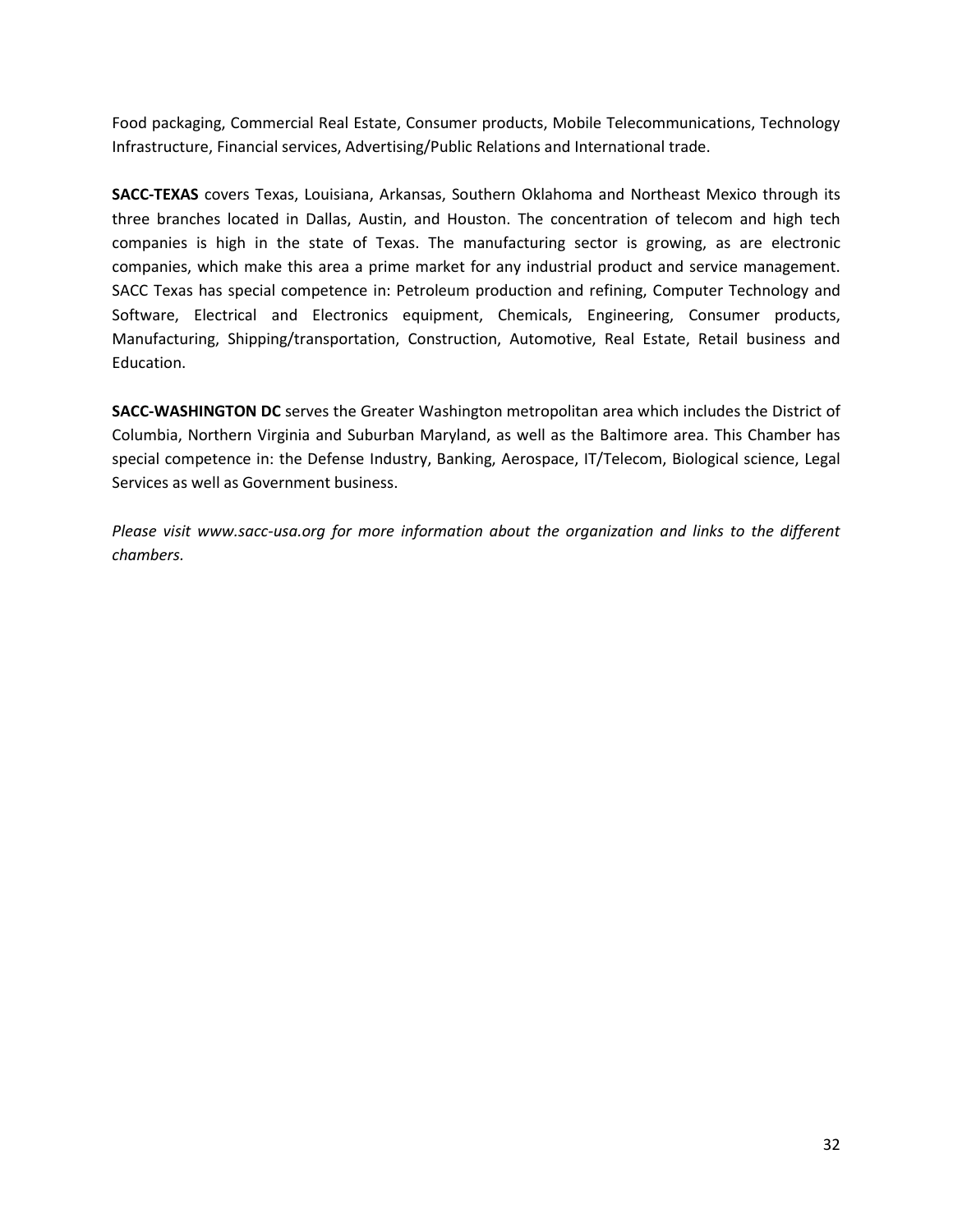Food packaging, Commercial Real Estate, Consumer products, Mobile Telecommunications, Technology Infrastructure, Financial services, Advertising/Public Relations and International trade.

**SACC-TEXAS** covers Texas, Louisiana, Arkansas, Southern Oklahoma and Northeast Mexico through its three branches located in Dallas, Austin, and Houston. The concentration of telecom and high tech companies is high in the state of Texas. The manufacturing sector is growing, as are electronic companies, which make this area a prime market for any industrial product and service management. SACC Texas has special competence in: Petroleum production and refining, Computer Technology and Software, Electrical and Electronics equipment, Chemicals, Engineering, Consumer products, Manufacturing, Shipping/transportation, Construction, Automotive, Real Estate, Retail business and Education.

**SACC-WASHINGTON DC** serves the Greater Washington metropolitan area which includes the District of Columbia, Northern Virginia and Suburban Maryland, as well as the Baltimore area. This Chamber has special competence in: the Defense Industry, Banking, Aerospace, IT/Telecom, Biological science, Legal Services as well as Government business.

*Please visit www.sacc-usa.org for more information about the organization and links to the different chambers.*